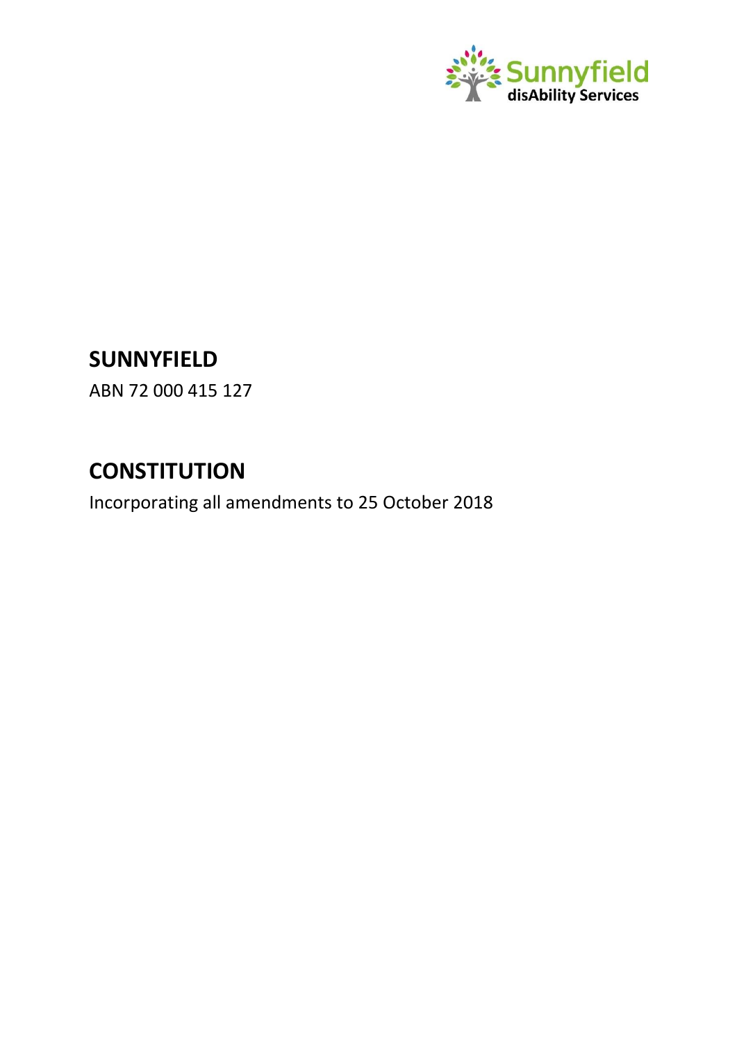Sunnyfield disAbility Services

# SUNNYFIELD

ABN 72 000 415 127

# CONSTITUTION

Incorporating all amendments to 25 October 2018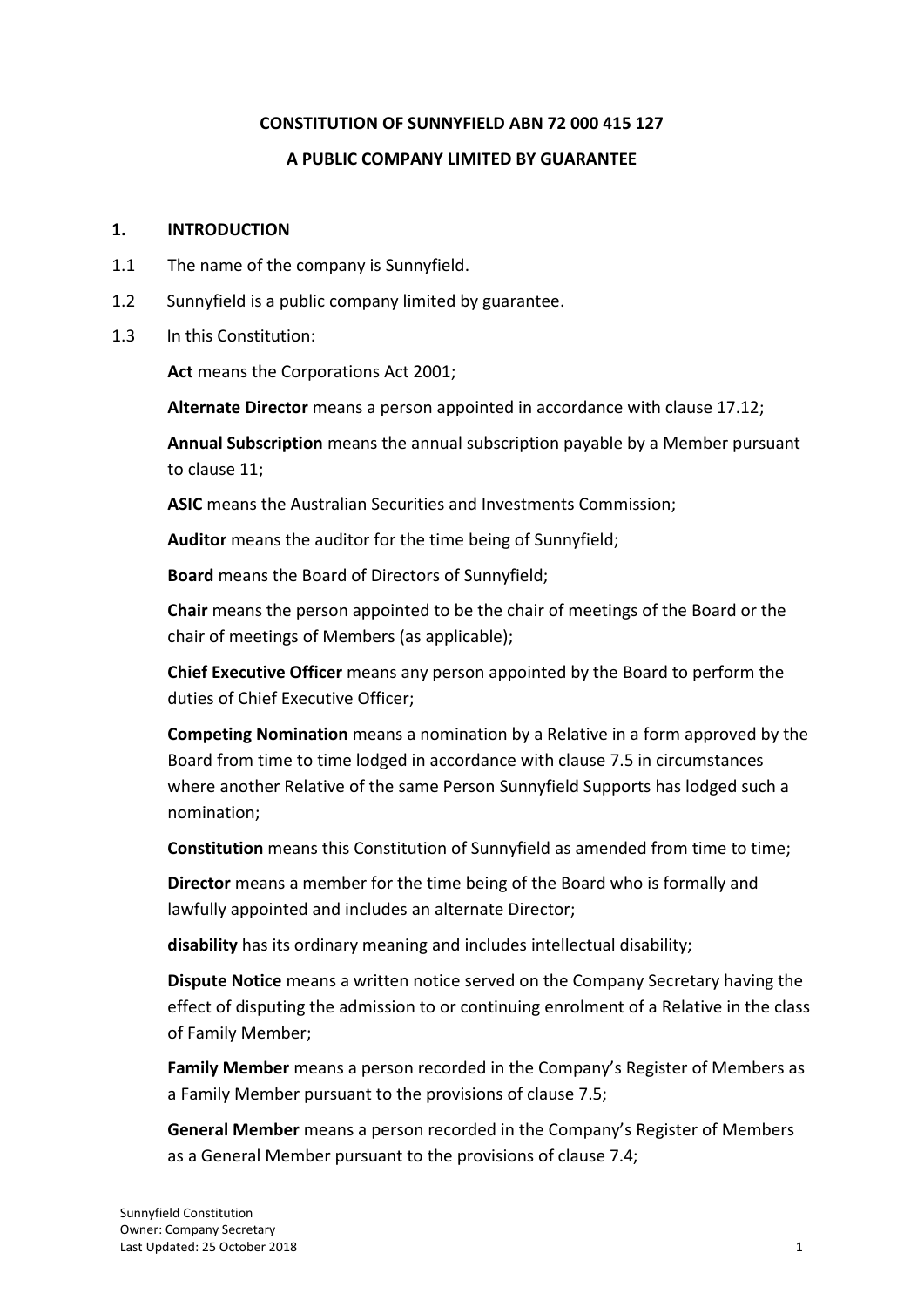**CONSTITUTION OF SUNNYFIELD ABN 72 000 415 127**

**A PUBLIC COMPANY LIMITED BY GUARANTEE**

## 1. INTRODUCTION

1.1 The name of the company is Sunnyfield.

1.2 Sunnyfield is a public company limited by guarantee.

1.3 In this Constitution:

**Act** means the Corporations Act 2001;

**Alternate Director** means a person appointed in accordance with clause 17.12;

**Annual Subscription** means the annual subscription payable by a Member pursuant to clause 11;

**ASIC** means the Australian Securities and Investments Commission;

**Auditor** means the auditor for the time being of Sunnyfield;

**Board** means the Board of Directors of Sunnyfield;

**Chair** means the person appointed to be the chair of meetings of the Board or the chair of meetings of Members (as applicable);

**Chief Executive Officer** means any person appointed by the Board to perform the duties of Chief Executive Officer;

**Competing Nomination** means a nomination by a Relative in a form approved by the Board from time to time lodged in accordance with clause 7.5 in circumstances where another Relative of the same Person Sunnyfield Supports has lodged such a nomination;

**Constitution** means this Constitution of Sunnyfield as amended from time to time;

**Director** means a member for the time being of the Board who is formally and lawfully appointed and includes an alternate Director;

**disability** has its ordinary meaning and includes intellectual disability;

**Dispute Notice** means a written notice served on the Company Secretary having the effect of disputing the admission to or continuing enrolment of a Relative in the class of Family Member;

**Family Member** means a person recorded in the Company's Register of Members as a Family Member pursuant to the provisions of clause 7.5;

**General Member** means a person recorded in the Company's Register of Members as a General Member pursuant to the provisions of clause 7.4;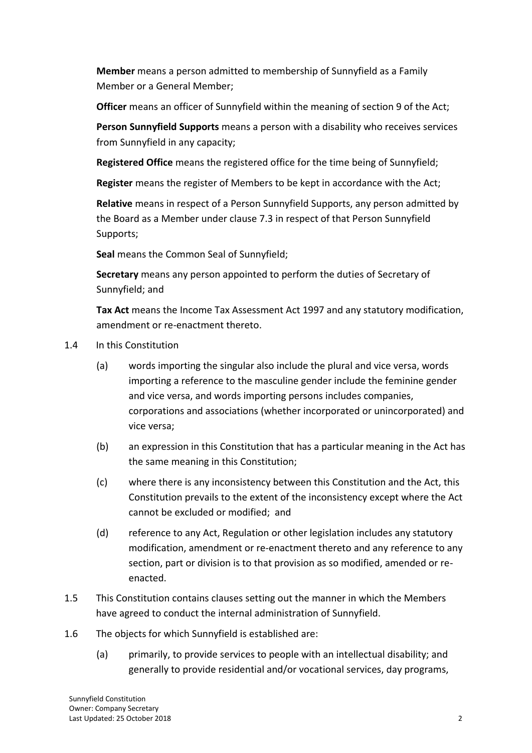**Member** means a person admitted to membership of Sunnyfield as a Family Member or a General Member;

**Officer** means an officer of Sunnyfield within the meaning of section 9 of the Act;

**Person Sunnyfield Supports** means a person with a disability who receives services from Sunnyfield in any capacity;

**Registered Office** means the registered office for the time being of Sunnyfield;

**Register** means the register of Members to be kept in accordance with the Act;

**Relative** means in respect of a Person Sunnyfield Supports, any person admitted by the Board as a Member under clause 7.3 in respect of that Person Sunnyfield Supports;

**Seal** means the Common Seal of Sunnyfield;

**Secretary** means any person appointed to perform the duties of Secretary of Sunnyfield; and

**Tax Act** means the Income Tax Assessment Act 1997 and any statutory modification, amendment or re-enactment thereto.

1.4 In this Constitution

- (a) words importing the singular also include the plural and vice versa, words importing a reference to the masculine gender include the feminine gender and vice versa, and words importing persons includes companies, corporations and associations (whether incorporated or unincorporated) and vice versa;
- (b) an expression in this Constitution that has a particular meaning in the Act has the same meaning in this Constitution;
- (c) where there is any inconsistency between this Constitution and the Act, this Constitution prevails to the extent of the inconsistency except where the Act cannot be excluded or modified; and
- (d) reference to any Act, Regulation or other legislation includes any statutory modification, amendment or re-enactment thereto and any reference to any section, part or division is to that provision as so modified, amended or re-enacted.

1.5 This Constitution contains clauses setting out the manner in which the Members have agreed to conduct the internal administration of Sunnyfield.

1.6 The objects for which Sunnyfield is established are:

- (a) primarily, to provide services to people with an intellectual disability; and generally to provide residential and/or vocational services, day programs,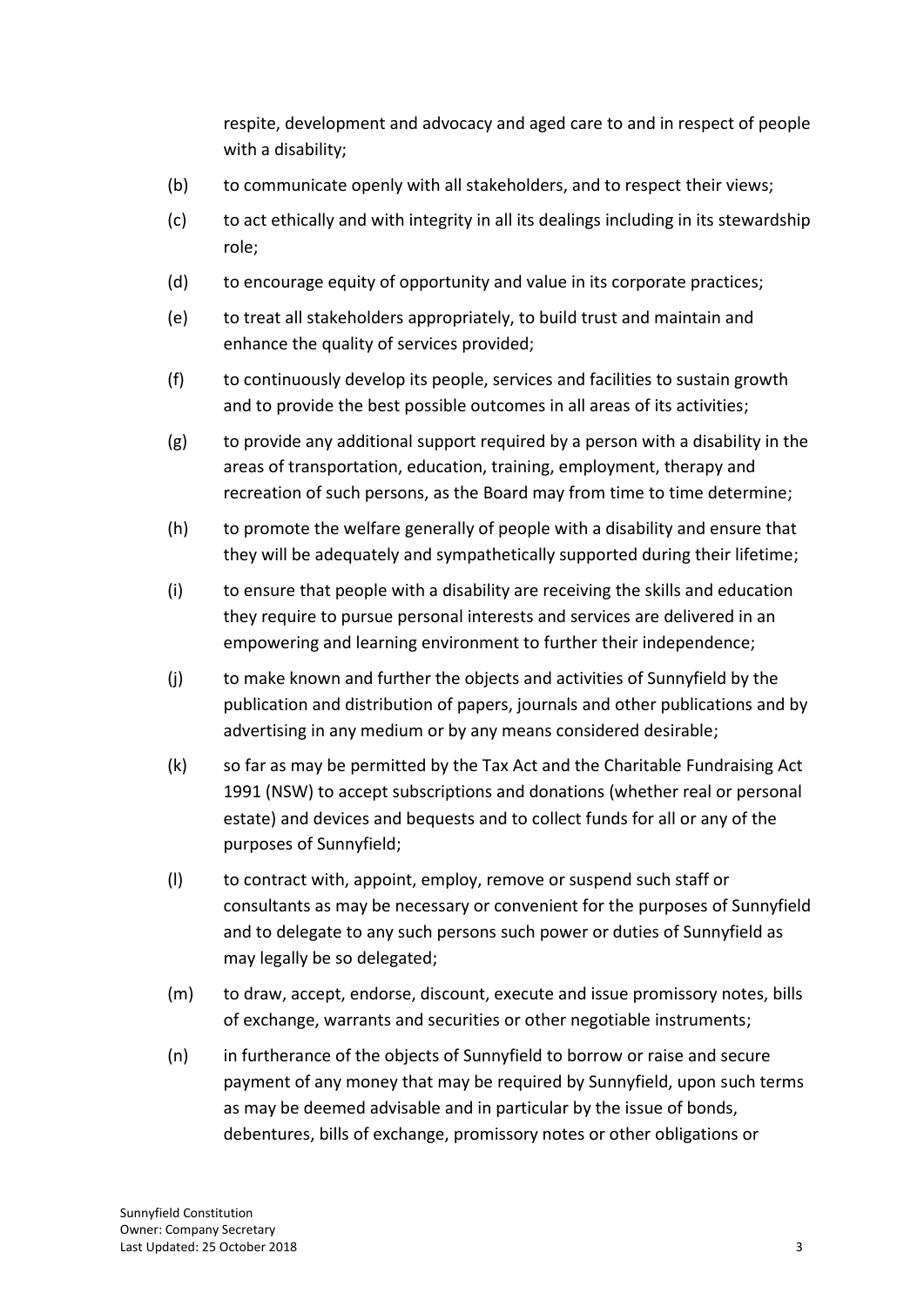respite, development and advocacy and aged care to and in respect of people with a disability;

(b) to communicate openly with all stakeholders, and to respect their views;

(c) to act ethically and with integrity in all its dealings including in its stewardship role;

(d) to encourage equity of opportunity and value in its corporate practices;

(e) to treat all stakeholders appropriately, to build trust and maintain and enhance the quality of services provided;

(f) to continuously develop its people, services and facilities to sustain growth and to provide the best possible outcomes in all areas of its activities;

(g) to provide any additional support required by a person with a disability in the areas of transportation, education, training, employment, therapy and recreation of such persons, as the Board may from time to time determine;

(h) to promote the welfare generally of people with a disability and ensure that they will be adequately and sympathetically supported during their lifetime;

(i) to ensure that people with a disability are receiving the skills and education they require to pursue personal interests and services are delivered in an empowering and learning environment to further their independence;

(j) to make known and further the objects and activities of Sunnyfield by the publication and distribution of papers, journals and other publications and by advertising in any medium or by any means considered desirable;

(k) so far as may be permitted by the Tax Act and the Charitable Fundraising Act 1991 (NSW) to accept subscriptions and donations (whether real or personal estate) and devices and bequests and to collect funds for all or any of the purposes of Sunnyfield;

(l) to contract with, appoint, employ, remove or suspend such staff or consultants as may be necessary or convenient for the purposes of Sunnyfield and to delegate to any such persons such power or duties of Sunnyfield as may legally be so delegated;

(m) to draw, accept, endorse, discount, execute and issue promissory notes, bills of exchange, warrants and securities or other negotiable instruments;

(n) in furtherance of the objects of Sunnyfield to borrow or raise and secure payment of any money that may be required by Sunnyfield, upon such terms as may be deemed advisable and in particular by the issue of bonds, debentures, bills of exchange, promissory notes or other obligations or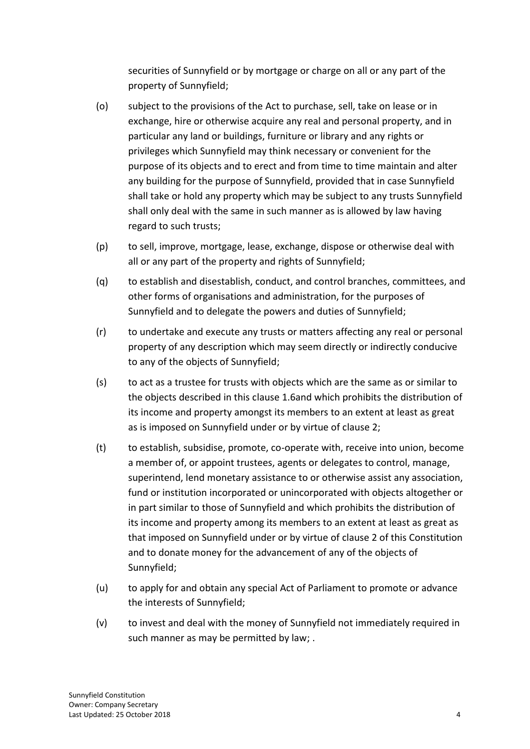securities of Sunnyfield or by mortgage or charge on all or any part of the property of Sunnyfield;

(o) subject to the provisions of the Act to purchase, sell, take on lease or in exchange, hire or otherwise acquire any real and personal property, and in particular any land or buildings, furniture or library and any rights or privileges which Sunnyfield may think necessary or convenient for the purpose of its objects and to erect and from time to time maintain and alter any building for the purpose of Sunnyfield, provided that in case Sunnyfield shall take or hold any property which may be subject to any trusts Sunnyfield shall only deal with the same in such manner as is allowed by law having regard to such trusts;

(p) to sell, improve, mortgage, lease, exchange, dispose or otherwise deal with all or any part of the property and rights of Sunnyfield;

(q) to establish and disestablish, conduct, and control branches, committees, and other forms of organisations and administration, for the purposes of Sunnyfield and to delegate the powers and duties of Sunnyfield;

(r) to undertake and execute any trusts or matters affecting any real or personal property of any description which may seem directly or indirectly conducive to any of the objects of Sunnyfield;

(s) to act as a trustee for trusts with objects which are the same as or similar to the objects described in this clause 1.6and which prohibits the distribution of its income and property amongst its members to an extent at least as great as is imposed on Sunnyfield under or by virtue of clause 2;

(t) to establish, subsidise, promote, co-operate with, receive into union, become a member of, or appoint trustees, agents or delegates to control, manage, superintend, lend monetary assistance to or otherwise assist any association, fund or institution incorporated or unincorporated with objects altogether or in part similar to those of Sunnyfield and which prohibits the distribution of its income and property among its members to an extent at least as great as that imposed on Sunnyfield under or by virtue of clause 2 of this Constitution and to donate money for the advancement of any of the objects of Sunnyfield;

(u) to apply for and obtain any special Act of Parliament to promote or advance the interests of Sunnyfield;

(v) to invest and deal with the money of Sunnyfield not immediately required in such manner as may be permitted by law; .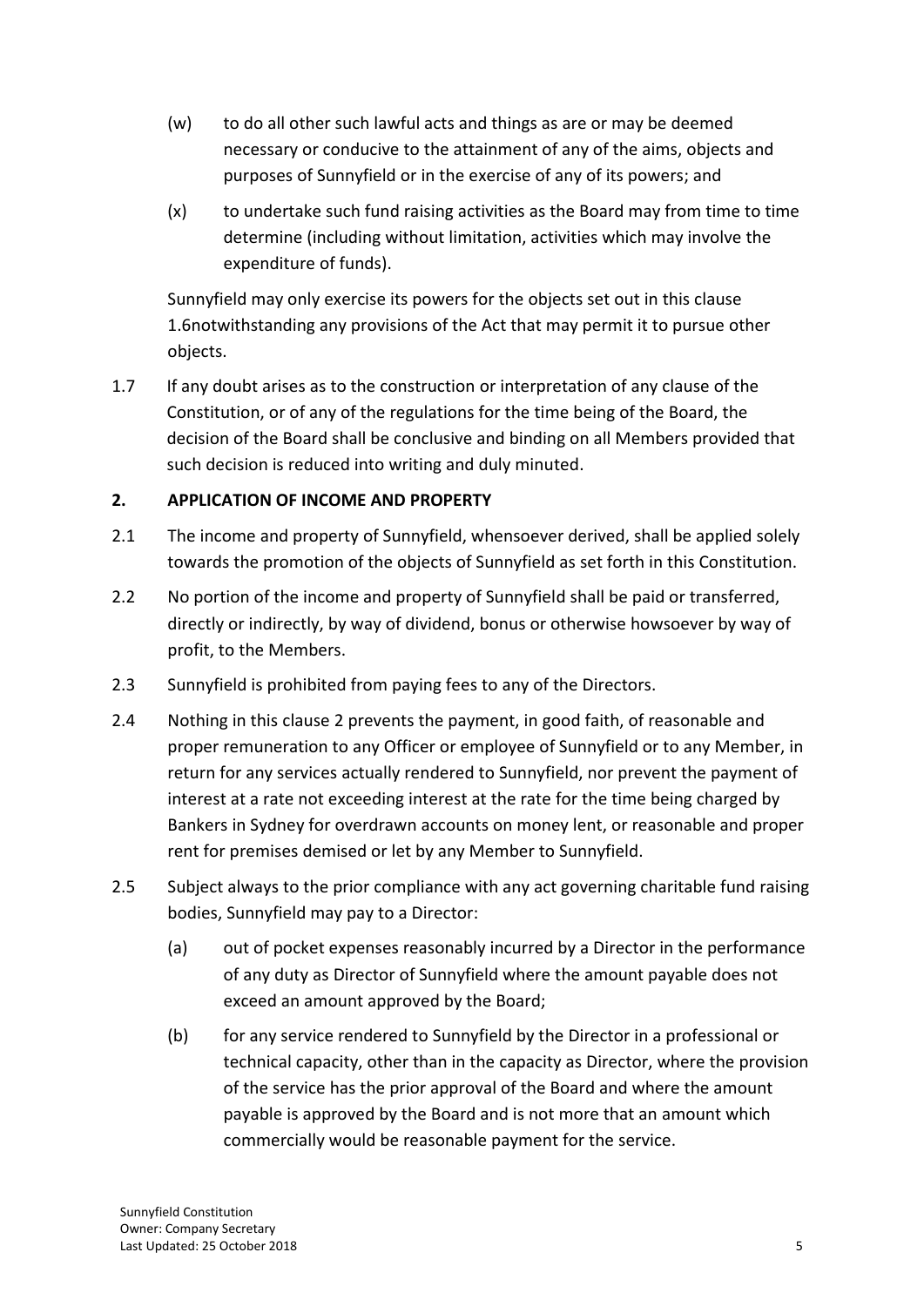(w) to do all other such lawful acts and things as are or may be deemed necessary or conducive to the attainment of any of the aims, objects and purposes of Sunnyfield or in the exercise of any of its powers; and

(x) to undertake such fund raising activities as the Board may from time to time determine (including without limitation, activities which may involve the expenditure of funds).

Sunnyfield may only exercise its powers for the objects set out in this clause 1.6notwithstanding any provisions of the Act that may permit it to pursue other objects.

1.7 If any doubt arises as to the construction or interpretation of any clause of the Constitution, or of any of the regulations for the time being of the Board, the decision of the Board shall be conclusive and binding on all Members provided that such decision is reduced into writing and duly minuted.

## 2. APPLICATION OF INCOME AND PROPERTY

2.1 The income and property of Sunnyfield, whensoever derived, shall be applied solely towards the promotion of the objects of Sunnyfield as set forth in this Constitution.

2.2 No portion of the income and property of Sunnyfield shall be paid or transferred, directly or indirectly, by way of dividend, bonus or otherwise howsoever by way of profit, to the Members.

2.3 Sunnyfield is prohibited from paying fees to any of the Directors.

2.4 Nothing in this clause 2 prevents the payment, in good faith, of reasonable and proper remuneration to any Officer or employee of Sunnyfield or to any Member, in return for any services actually rendered to Sunnyfield, nor prevent the payment of interest at a rate not exceeding interest at the rate for the time being charged by Bankers in Sydney for overdrawn accounts on money lent, or reasonable and proper rent for premises demised or let by any Member to Sunnyfield.

2.5 Subject always to the prior compliance with any act governing charitable fund raising bodies, Sunnyfield may pay to a Director:

(a) out of pocket expenses reasonably incurred by a Director in the performance of any duty as Director of Sunnyfield where the amount payable does not exceed an amount approved by the Board;

(b) for any service rendered to Sunnyfield by the Director in a professional or technical capacity, other than in the capacity as Director, where the provision of the service has the prior approval of the Board and where the amount payable is approved by the Board and is not more that an amount which commercially would be reasonable payment for the service.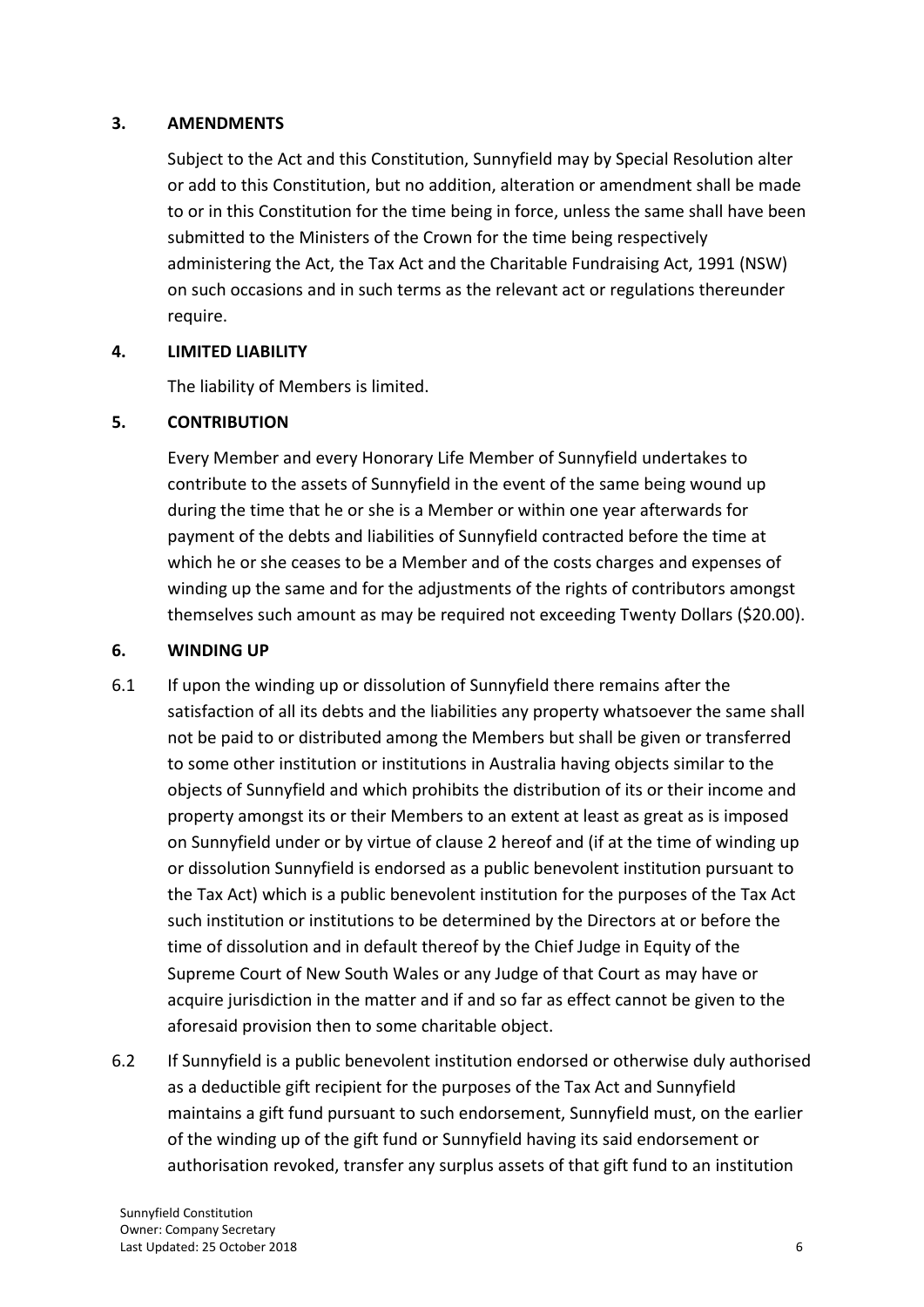## 3. AMENDMENTS

Subject to the Act and this Constitution, Sunnyfield may by Special Resolution alter or add to this Constitution, but no addition, alteration or amendment shall be made to or in this Constitution for the time being in force, unless the same shall have been submitted to the Ministers of the Crown for the time being respectively administering the Act, the Tax Act and the Charitable Fundraising Act, 1991 (NSW) on such occasions and in such terms as the relevant act or regulations thereunder require.

## 4. LIMITED LIABILITY

The liability of Members is limited.

## 5. CONTRIBUTION

Every Member and every Honorary Life Member of Sunnyfield undertakes to contribute to the assets of Sunnyfield in the event of the same being wound up during the time that he or she is a Member or within one year afterwards for payment of the debts and liabilities of Sunnyfield contracted before the time at which he or she ceases to be a Member and of the costs charges and expenses of winding up the same and for the adjustments of the rights of contributors amongst themselves such amount as may be required not exceeding Twenty Dollars ($20.00).

## 6. WINDING UP

6.1 If upon the winding up or dissolution of Sunnyfield there remains after the satisfaction of all its debts and the liabilities any property whatsoever the same shall not be paid to or distributed among the Members but shall be given or transferred to some other institution or institutions in Australia having objects similar to the objects of Sunnyfield and which prohibits the distribution of its or their income and property amongst its or their Members to an extent at least as great as is imposed on Sunnyfield under or by virtue of clause 2 hereof and (if at the time of winding up or dissolution Sunnyfield is endorsed as a public benevolent institution pursuant to the Tax Act) which is a public benevolent institution for the purposes of the Tax Act such institution or institutions to be determined by the Directors at or before the time of dissolution and in default thereof by the Chief Judge in Equity of the Supreme Court of New South Wales or any Judge of that Court as may have or acquire jurisdiction in the matter and if and so far as effect cannot be given to the aforesaid provision then to some charitable object.

6.2 If Sunnyfield is a public benevolent institution endorsed or otherwise duly authorised as a deductible gift recipient for the purposes of the Tax Act and Sunnyfield maintains a gift fund pursuant to such endorsement, Sunnyfield must, on the earlier of the winding up of the gift fund or Sunnyfield having its said endorsement or authorisation revoked, transfer any surplus assets of that gift fund to an institution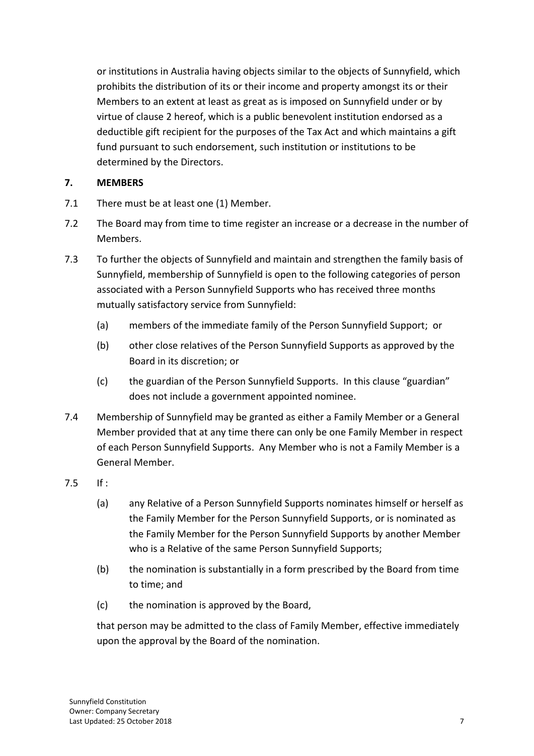or institutions in Australia having objects similar to the objects of Sunnyfield, which prohibits the distribution of its or their income and property amongst its or their Members to an extent at least as great as is imposed on Sunnyfield under or by virtue of clause 2 hereof, which is a public benevolent institution endorsed as a deductible gift recipient for the purposes of the Tax Act and which maintains a gift fund pursuant to such endorsement, such institution or institutions to be determined by the Directors.

## 7. MEMBERS

7.1 There must be at least one (1) Member.

7.2 The Board may from time to time register an increase or a decrease in the number of Members.

7.3 To further the objects of Sunnyfield and maintain and strengthen the family basis of Sunnyfield, membership of Sunnyfield is open to the following categories of person associated with a Person Sunnyfield Supports who has received three months mutually satisfactory service from Sunnyfield:

(a) members of the immediate family of the Person Sunnyfield Support; or

(b) other close relatives of the Person Sunnyfield Supports as approved by the Board in its discretion; or

(c) the guardian of the Person Sunnyfield Supports. In this clause "guardian" does not include a government appointed nominee.

7.4 Membership of Sunnyfield may be granted as either a Family Member or a General Member provided that at any time there can only be one Family Member in respect of each Person Sunnyfield Supports. Any Member who is not a Family Member is a General Member.

7.5 If :

(a) any Relative of a Person Sunnyfield Supports nominates himself or herself as the Family Member for the Person Sunnyfield Supports, or is nominated as the Family Member for the Person Sunnyfield Supports by another Member who is a Relative of the same Person Sunnyfield Supports;

(b) the nomination is substantially in a form prescribed by the Board from time to time; and

(c) the nomination is approved by the Board,

that person may be admitted to the class of Family Member, effective immediately upon the approval by the Board of the nomination.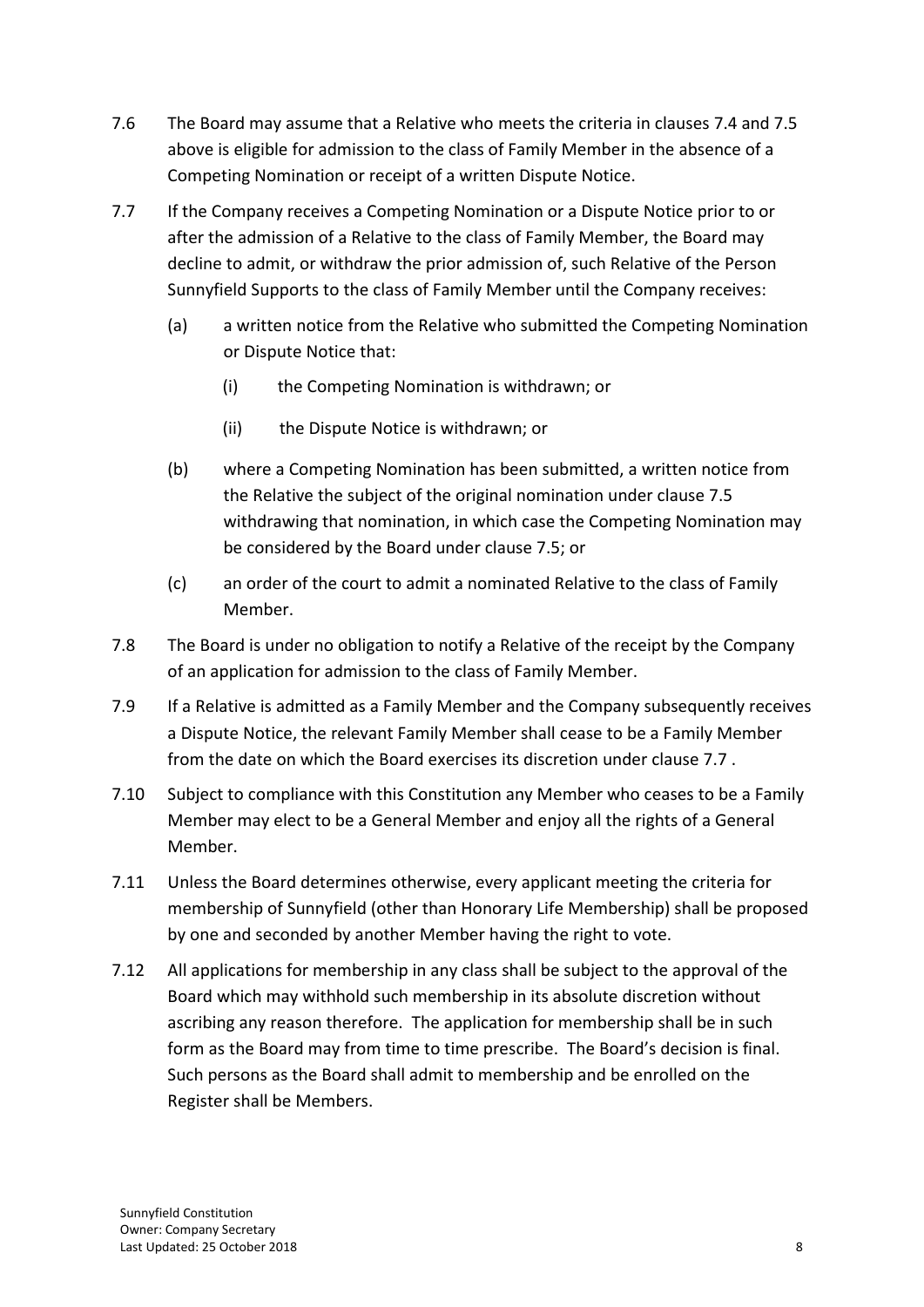7.6 The Board may assume that a Relative who meets the criteria in clauses 7.4 and 7.5 above is eligible for admission to the class of Family Member in the absence of a Competing Nomination or receipt of a written Dispute Notice.

7.7 If the Company receives a Competing Nomination or a Dispute Notice prior to or after the admission of a Relative to the class of Family Member, the Board may decline to admit, or withdraw the prior admission of, such Relative of the Person Sunnyfield Supports to the class of Family Member until the Company receives:

(a) a written notice from the Relative who submitted the Competing Nomination or Dispute Notice that:

(i) the Competing Nomination is withdrawn; or

(ii) the Dispute Notice is withdrawn; or

(b) where a Competing Nomination has been submitted, a written notice from the Relative the subject of the original nomination under clause 7.5 withdrawing that nomination, in which case the Competing Nomination may be considered by the Board under clause 7.5; or

(c) an order of the court to admit a nominated Relative to the class of Family Member.

7.8 The Board is under no obligation to notify a Relative of the receipt by the Company of an application for admission to the class of Family Member.

7.9 If a Relative is admitted as a Family Member and the Company subsequently receives a Dispute Notice, the relevant Family Member shall cease to be a Family Member from the date on which the Board exercises its discretion under clause 7.7 .

7.10 Subject to compliance with this Constitution any Member who ceases to be a Family Member may elect to be a General Member and enjoy all the rights of a General Member.

7.11 Unless the Board determines otherwise, every applicant meeting the criteria for membership of Sunnyfield (other than Honorary Life Membership) shall be proposed by one and seconded by another Member having the right to vote.

7.12 All applications for membership in any class shall be subject to the approval of the Board which may withhold such membership in its absolute discretion without ascribing any reason therefore. The application for membership shall be in such form as the Board may from time to time prescribe. The Board's decision is final. Such persons as the Board shall admit to membership and be enrolled on the Register shall be Members.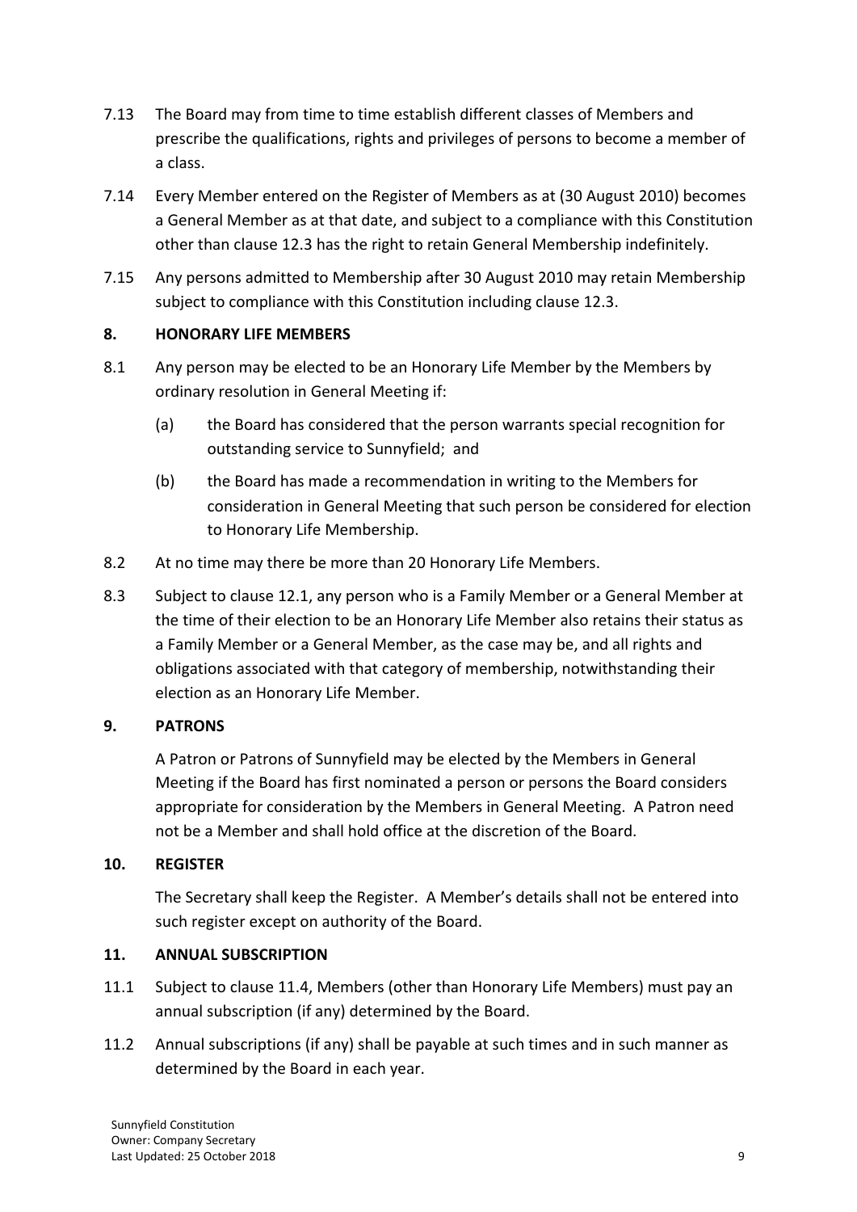7.13 The Board may from time to time establish different classes of Members and prescribe the qualifications, rights and privileges of persons to become a member of a class.

7.14 Every Member entered on the Register of Members as at (30 August 2010) becomes a General Member as at that date, and subject to a compliance with this Constitution other than clause 12.3 has the right to retain General Membership indefinitely.

7.15 Any persons admitted to Membership after 30 August 2010 may retain Membership subject to compliance with this Constitution including clause 12.3.

## 8. HONORARY LIFE MEMBERS

8.1 Any person may be elected to be an Honorary Life Member by the Members by ordinary resolution in General Meeting if:

(a) the Board has considered that the person warrants special recognition for outstanding service to Sunnyfield; and

(b) the Board has made a recommendation in writing to the Members for consideration in General Meeting that such person be considered for election to Honorary Life Membership.

8.2 At no time may there be more than 20 Honorary Life Members.

8.3 Subject to clause 12.1, any person who is a Family Member or a General Member at the time of their election to be an Honorary Life Member also retains their status as a Family Member or a General Member, as the case may be, and all rights and obligations associated with that category of membership, notwithstanding their election as an Honorary Life Member.

## 9. PATRONS

A Patron or Patrons of Sunnyfield may be elected by the Members in General Meeting if the Board has first nominated a person or persons the Board considers appropriate for consideration by the Members in General Meeting. A Patron need not be a Member and shall hold office at the discretion of the Board.

## 10. REGISTER

The Secretary shall keep the Register. A Member's details shall not be entered into such register except on authority of the Board.

## 11. ANNUAL SUBSCRIPTION

11.1 Subject to clause 11.4, Members (other than Honorary Life Members) must pay an annual subscription (if any) determined by the Board.

11.2 Annual subscriptions (if any) shall be payable at such times and in such manner as determined by the Board in each year.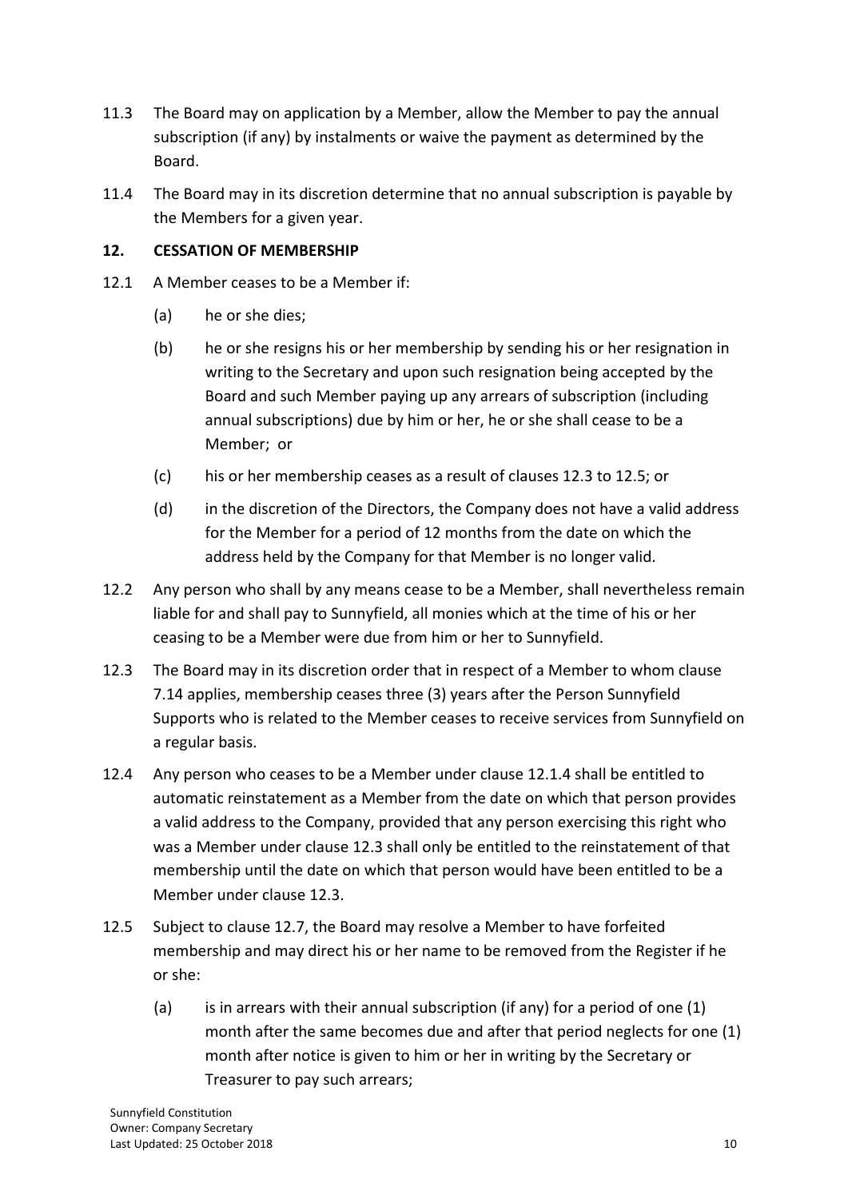11.3 The Board may on application by a Member, allow the Member to pay the annual subscription (if any) by instalments or waive the payment as determined by the Board.

11.4 The Board may in its discretion determine that no annual subscription is payable by the Members for a given year.

**12. CESSATION OF MEMBERSHIP**

12.1 A Member ceases to be a Member if:

(a) he or she dies;

(b) he or she resigns his or her membership by sending his or her resignation in writing to the Secretary and upon such resignation being accepted by the Board and such Member paying up any arrears of subscription (including annual subscriptions) due by him or her, he or she shall cease to be a Member; or

(c) his or her membership ceases as a result of clauses 12.3 to 12.5; or

(d) in the discretion of the Directors, the Company does not have a valid address for the Member for a period of 12 months from the date on which the address held by the Company for that Member is no longer valid.

12.2 Any person who shall by any means cease to be a Member, shall nevertheless remain liable for and shall pay to Sunnyfield, all monies which at the time of his or her ceasing to be a Member were due from him or her to Sunnyfield.

12.3 The Board may in its discretion order that in respect of a Member to whom clause 7.14 applies, membership ceases three (3) years after the Person Sunnyfield Supports who is related to the Member ceases to receive services from Sunnyfield on a regular basis.

12.4 Any person who ceases to be a Member under clause 12.1.4 shall be entitled to automatic reinstatement as a Member from the date on which that person provides a valid address to the Company, provided that any person exercising this right who was a Member under clause 12.3 shall only be entitled to the reinstatement of that membership until the date on which that person would have been entitled to be a Member under clause 12.3.

12.5 Subject to clause 12.7, the Board may resolve a Member to have forfeited membership and may direct his or her name to be removed from the Register if he or she:

(a) is in arrears with their annual subscription (if any) for a period of one (1) month after the same becomes due and after that period neglects for one (1) month after notice is given to him or her in writing by the Secretary or Treasurer to pay such arrears;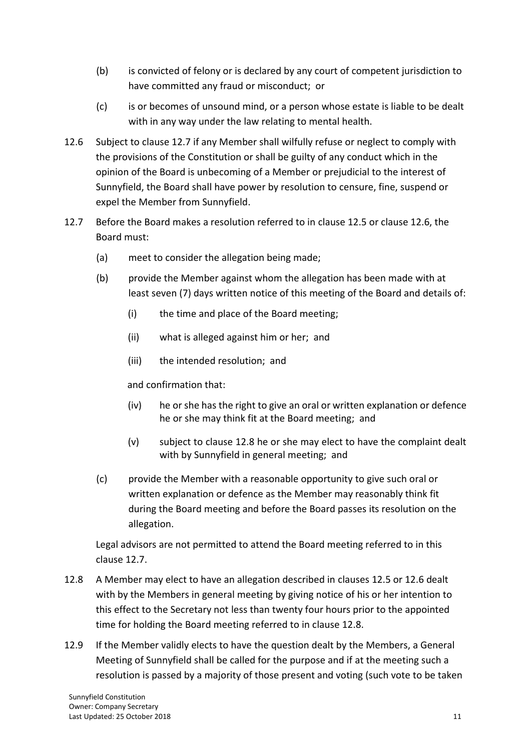(b) is convicted of felony or is declared by any court of competent jurisdiction to have committed any fraud or misconduct; or

(c) is or becomes of unsound mind, or a person whose estate is liable to be dealt with in any way under the law relating to mental health.

12.6 Subject to clause 12.7 if any Member shall wilfully refuse or neglect to comply with the provisions of the Constitution or shall be guilty of any conduct which in the opinion of the Board is unbecoming of a Member or prejudicial to the interest of Sunnyfield, the Board shall have power by resolution to censure, fine, suspend or expel the Member from Sunnyfield.

12.7 Before the Board makes a resolution referred to in clause 12.5 or clause 12.6, the Board must:

(a) meet to consider the allegation being made;

(b) provide the Member against whom the allegation has been made with at least seven (7) days written notice of this meeting of the Board and details of:

(i) the time and place of the Board meeting;

(ii) what is alleged against him or her; and

(iii) the intended resolution; and

and confirmation that:

(iv) he or she has the right to give an oral or written explanation or defence he or she may think fit at the Board meeting; and

(v) subject to clause 12.8 he or she may elect to have the complaint dealt with by Sunnyfield in general meeting; and

(c) provide the Member with a reasonable opportunity to give such oral or written explanation or defence as the Member may reasonably think fit during the Board meeting and before the Board passes its resolution on the allegation.

Legal advisors are not permitted to attend the Board meeting referred to in this clause 12.7.

12.8 A Member may elect to have an allegation described in clauses 12.5 or 12.6 dealt with by the Members in general meeting by giving notice of his or her intention to this effect to the Secretary not less than twenty four hours prior to the appointed time for holding the Board meeting referred to in clause 12.8.

12.9 If the Member validly elects to have the question dealt by the Members, a General Meeting of Sunnyfield shall be called for the purpose and if at the meeting such a resolution is passed by a majority of those present and voting (such vote to be taken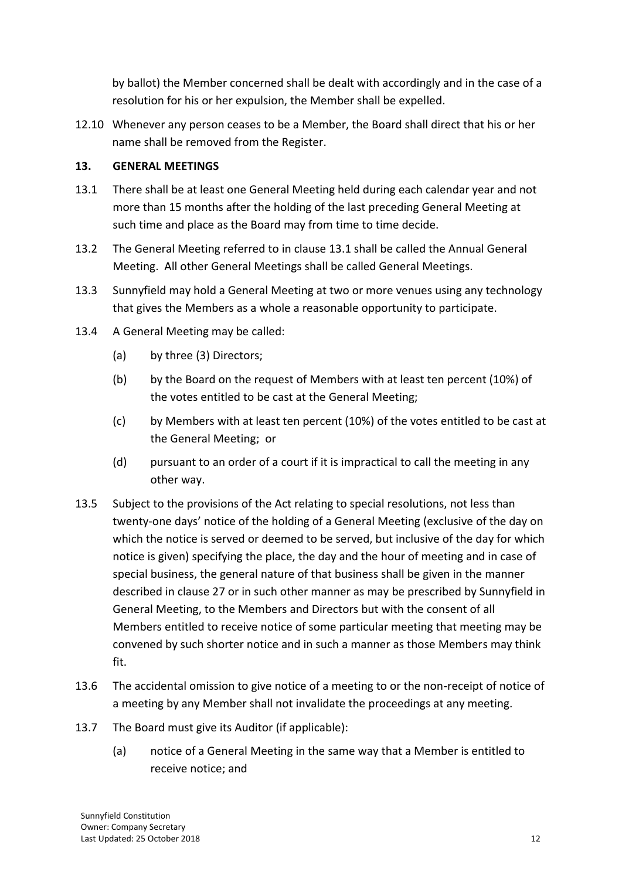by ballot) the Member concerned shall be dealt with accordingly and in the case of a resolution for his or her expulsion, the Member shall be expelled.

12.10 Whenever any person ceases to be a Member, the Board shall direct that his or her name shall be removed from the Register.

## 13. GENERAL MEETINGS

13.1 There shall be at least one General Meeting held during each calendar year and not more than 15 months after the holding of the last preceding General Meeting at such time and place as the Board may from time to time decide.

13.2 The General Meeting referred to in clause 13.1 shall be called the Annual General Meeting. All other General Meetings shall be called General Meetings.

13.3 Sunnyfield may hold a General Meeting at two or more venues using any technology that gives the Members as a whole a reasonable opportunity to participate.

13.4 A General Meeting may be called:

(a) by three (3) Directors;

(b) by the Board on the request of Members with at least ten percent (10%) of the votes entitled to be cast at the General Meeting;

(c) by Members with at least ten percent (10%) of the votes entitled to be cast at the General Meeting; or

(d) pursuant to an order of a court if it is impractical to call the meeting in any other way.

13.5 Subject to the provisions of the Act relating to special resolutions, not less than twenty-one days' notice of the holding of a General Meeting (exclusive of the day on which the notice is served or deemed to be served, but inclusive of the day for which notice is given) specifying the place, the day and the hour of meeting and in case of special business, the general nature of that business shall be given in the manner described in clause 27 or in such other manner as may be prescribed by Sunnyfield in General Meeting, to the Members and Directors but with the consent of all Members entitled to receive notice of some particular meeting that meeting may be convened by such shorter notice and in such a manner as those Members may think fit.

13.6 The accidental omission to give notice of a meeting to or the non-receipt of notice of a meeting by any Member shall not invalidate the proceedings at any meeting.

13.7 The Board must give its Auditor (if applicable):

(a) notice of a General Meeting in the same way that a Member is entitled to receive notice; and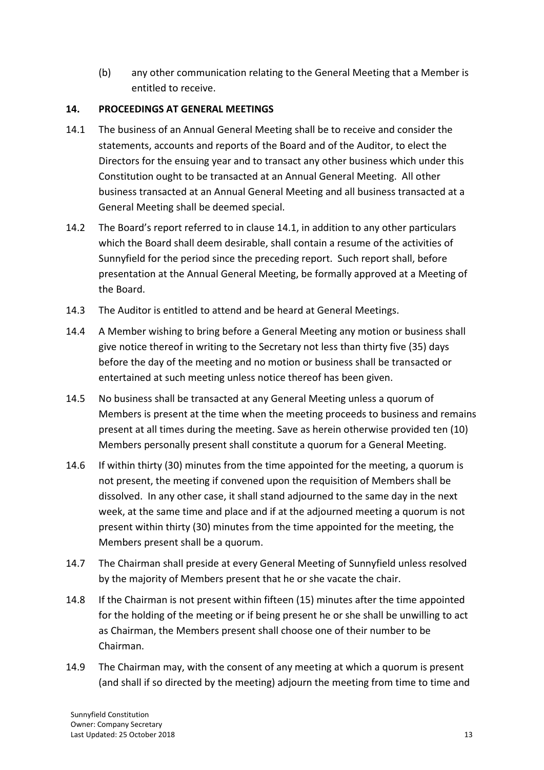(b) any other communication relating to the General Meeting that a Member is entitled to receive.

## 14. PROCEEDINGS AT GENERAL MEETINGS

14.1 The business of an Annual General Meeting shall be to receive and consider the statements, accounts and reports of the Board and of the Auditor, to elect the Directors for the ensuing year and to transact any other business which under this Constitution ought to be transacted at an Annual General Meeting. All other business transacted at an Annual General Meeting and all business transacted at a General Meeting shall be deemed special.

14.2 The Board's report referred to in clause 14.1, in addition to any other particulars which the Board shall deem desirable, shall contain a resume of the activities of Sunnyfield for the period since the preceding report. Such report shall, before presentation at the Annual General Meeting, be formally approved at a Meeting of the Board.

14.3 The Auditor is entitled to attend and be heard at General Meetings.

14.4 A Member wishing to bring before a General Meeting any motion or business shall give notice thereof in writing to the Secretary not less than thirty five (35) days before the day of the meeting and no motion or business shall be transacted or entertained at such meeting unless notice thereof has been given.

14.5 No business shall be transacted at any General Meeting unless a quorum of Members is present at the time when the meeting proceeds to business and remains present at all times during the meeting. Save as herein otherwise provided ten (10) Members personally present shall constitute a quorum for a General Meeting.

14.6 If within thirty (30) minutes from the time appointed for the meeting, a quorum is not present, the meeting if convened upon the requisition of Members shall be dissolved. In any other case, it shall stand adjourned to the same day in the next week, at the same time and place and if at the adjourned meeting a quorum is not present within thirty (30) minutes from the time appointed for the meeting, the Members present shall be a quorum.

14.7 The Chairman shall preside at every General Meeting of Sunnyfield unless resolved by the majority of Members present that he or she vacate the chair.

14.8 If the Chairman is not present within fifteen (15) minutes after the time appointed for the holding of the meeting or if being present he or she shall be unwilling to act as Chairman, the Members present shall choose one of their number to be Chairman.

14.9 The Chairman may, with the consent of any meeting at which a quorum is present (and shall if so directed by the meeting) adjourn the meeting from time to time and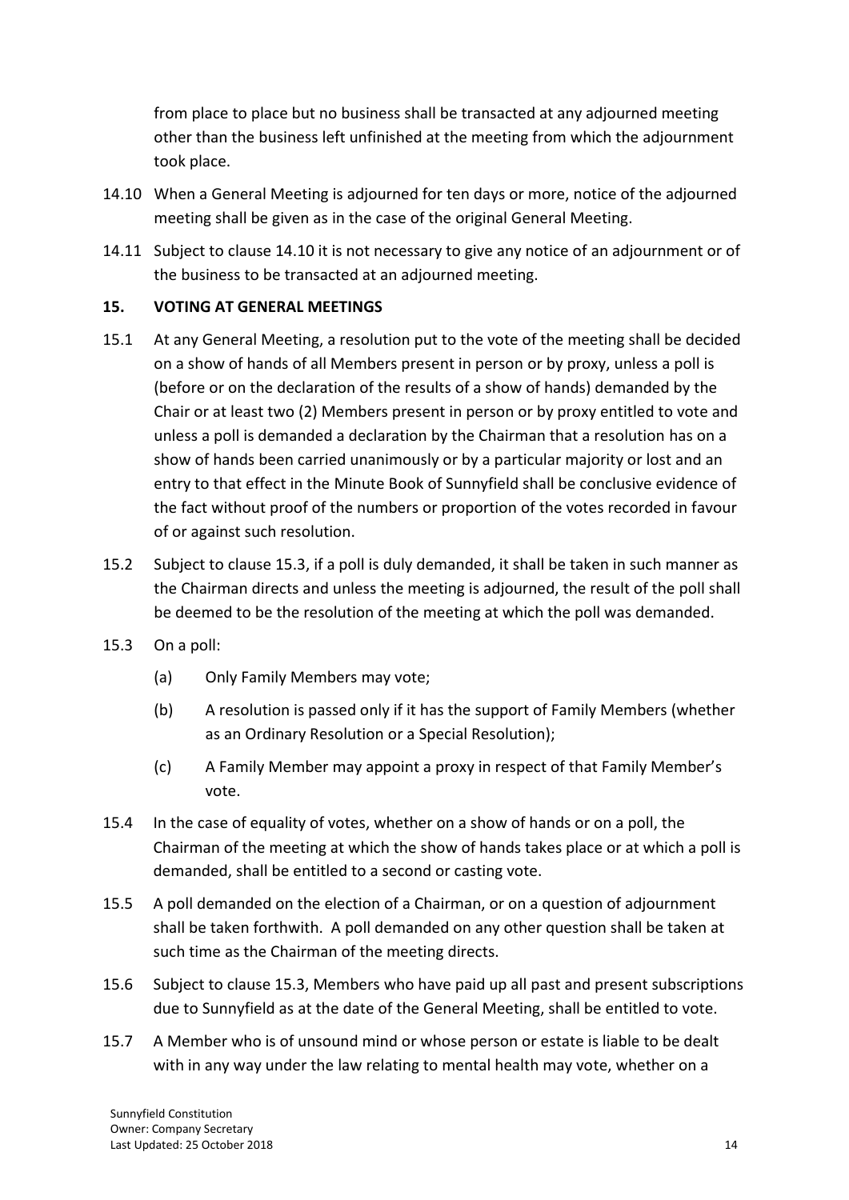from place to place but no business shall be transacted at any adjourned meeting other than the business left unfinished at the meeting from which the adjournment took place.

14.10 When a General Meeting is adjourned for ten days or more, notice of the adjourned meeting shall be given as in the case of the original General Meeting.

14.11 Subject to clause 14.10 it is not necessary to give any notice of an adjournment or of the business to be transacted at an adjourned meeting.

## 15. VOTING AT GENERAL MEETINGS

15.1 At any General Meeting, a resolution put to the vote of the meeting shall be decided on a show of hands of all Members present in person or by proxy, unless a poll is (before or on the declaration of the results of a show of hands) demanded by the Chair or at least two (2) Members present in person or by proxy entitled to vote and unless a poll is demanded a declaration by the Chairman that a resolution has on a show of hands been carried unanimously or by a particular majority or lost and an entry to that effect in the Minute Book of Sunnyfield shall be conclusive evidence of the fact without proof of the numbers or proportion of the votes recorded in favour of or against such resolution.

15.2 Subject to clause 15.3, if a poll is duly demanded, it shall be taken in such manner as the Chairman directs and unless the meeting is adjourned, the result of the poll shall be deemed to be the resolution of the meeting at which the poll was demanded.

15.3 On a poll:

(a) Only Family Members may vote;

(b) A resolution is passed only if it has the support of Family Members (whether as an Ordinary Resolution or a Special Resolution);

(c) A Family Member may appoint a proxy in respect of that Family Member's vote.

15.4 In the case of equality of votes, whether on a show of hands or on a poll, the Chairman of the meeting at which the show of hands takes place or at which a poll is demanded, shall be entitled to a second or casting vote.

15.5 A poll demanded on the election of a Chairman, or on a question of adjournment shall be taken forthwith. A poll demanded on any other question shall be taken at such time as the Chairman of the meeting directs.

15.6 Subject to clause 15.3, Members who have paid up all past and present subscriptions due to Sunnyfield as at the date of the General Meeting, shall be entitled to vote.

15.7 A Member who is of unsound mind or whose person or estate is liable to be dealt with in any way under the law relating to mental health may vote, whether on a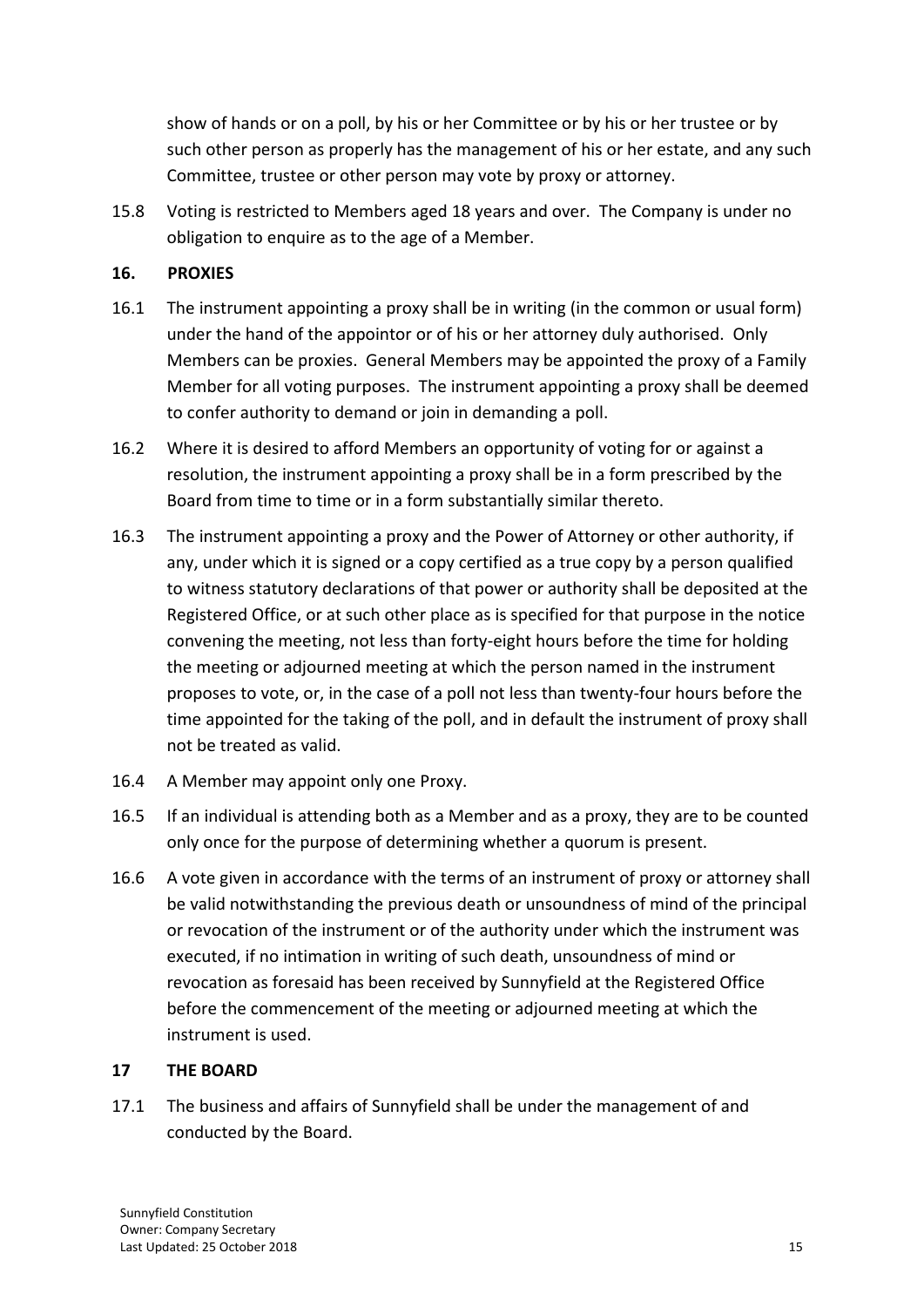show of hands or on a poll, by his or her Committee or by his or her trustee or by such other person as properly has the management of his or her estate, and any such Committee, trustee or other person may vote by proxy or attorney.

15.8 Voting is restricted to Members aged 18 years and over. The Company is under no obligation to enquire as to the age of a Member.

## 16. PROXIES

16.1 The instrument appointing a proxy shall be in writing (in the common or usual form) under the hand of the appointor or of his or her attorney duly authorised. Only Members can be proxies. General Members may be appointed the proxy of a Family Member for all voting purposes. The instrument appointing a proxy shall be deemed to confer authority to demand or join in demanding a poll.

16.2 Where it is desired to afford Members an opportunity of voting for or against a resolution, the instrument appointing a proxy shall be in a form prescribed by the Board from time to time or in a form substantially similar thereto.

16.3 The instrument appointing a proxy and the Power of Attorney or other authority, if any, under which it is signed or a copy certified as a true copy by a person qualified to witness statutory declarations of that power or authority shall be deposited at the Registered Office, or at such other place as is specified for that purpose in the notice convening the meeting, not less than forty-eight hours before the time for holding the meeting or adjourned meeting at which the person named in the instrument proposes to vote, or, in the case of a poll not less than twenty-four hours before the time appointed for the taking of the poll, and in default the instrument of proxy shall not be treated as valid.

16.4 A Member may appoint only one Proxy.

16.5 If an individual is attending both as a Member and as a proxy, they are to be counted only once for the purpose of determining whether a quorum is present.

16.6 A vote given in accordance with the terms of an instrument of proxy or attorney shall be valid notwithstanding the previous death or unsoundness of mind of the principal or revocation of the instrument or of the authority under which the instrument was executed, if no intimation in writing of such death, unsoundness of mind or revocation as foresaid has been received by Sunnyfield at the Registered Office before the commencement of the meeting or adjourned meeting at which the instrument is used.

## 17 THE BOARD

17.1 The business and affairs of Sunnyfield shall be under the management of and conducted by the Board.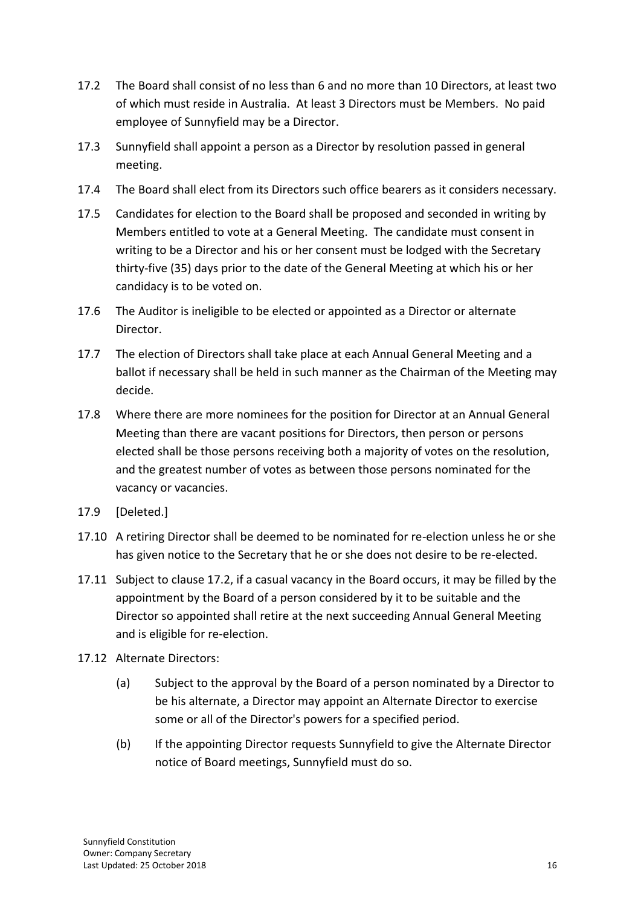17.2 The Board shall consist of no less than 6 and no more than 10 Directors, at least two of which must reside in Australia. At least 3 Directors must be Members. No paid employee of Sunnyfield may be a Director.

17.3 Sunnyfield shall appoint a person as a Director by resolution passed in general meeting.

17.4 The Board shall elect from its Directors such office bearers as it considers necessary.

17.5 Candidates for election to the Board shall be proposed and seconded in writing by Members entitled to vote at a General Meeting. The candidate must consent in writing to be a Director and his or her consent must be lodged with the Secretary thirty-five (35) days prior to the date of the General Meeting at which his or her candidacy is to be voted on.

17.6 The Auditor is ineligible to be elected or appointed as a Director or alternate Director.

17.7 The election of Directors shall take place at each Annual General Meeting and a ballot if necessary shall be held in such manner as the Chairman of the Meeting may decide.

17.8 Where there are more nominees for the position for Director at an Annual General Meeting than there are vacant positions for Directors, then person or persons elected shall be those persons receiving both a majority of votes on the resolution, and the greatest number of votes as between those persons nominated for the vacancy or vacancies.

17.9 [Deleted.]

17.10 A retiring Director shall be deemed to be nominated for re-election unless he or she has given notice to the Secretary that he or she does not desire to be re-elected.

17.11 Subject to clause 17.2, if a casual vacancy in the Board occurs, it may be filled by the appointment by the Board of a person considered by it to be suitable and the Director so appointed shall retire at the next succeeding Annual General Meeting and is eligible for re-election.

17.12 Alternate Directors:

(a) Subject to the approval by the Board of a person nominated by a Director to be his alternate, a Director may appoint an Alternate Director to exercise some or all of the Director's powers for a specified period.

(b) If the appointing Director requests Sunnyfield to give the Alternate Director notice of Board meetings, Sunnyfield must do so.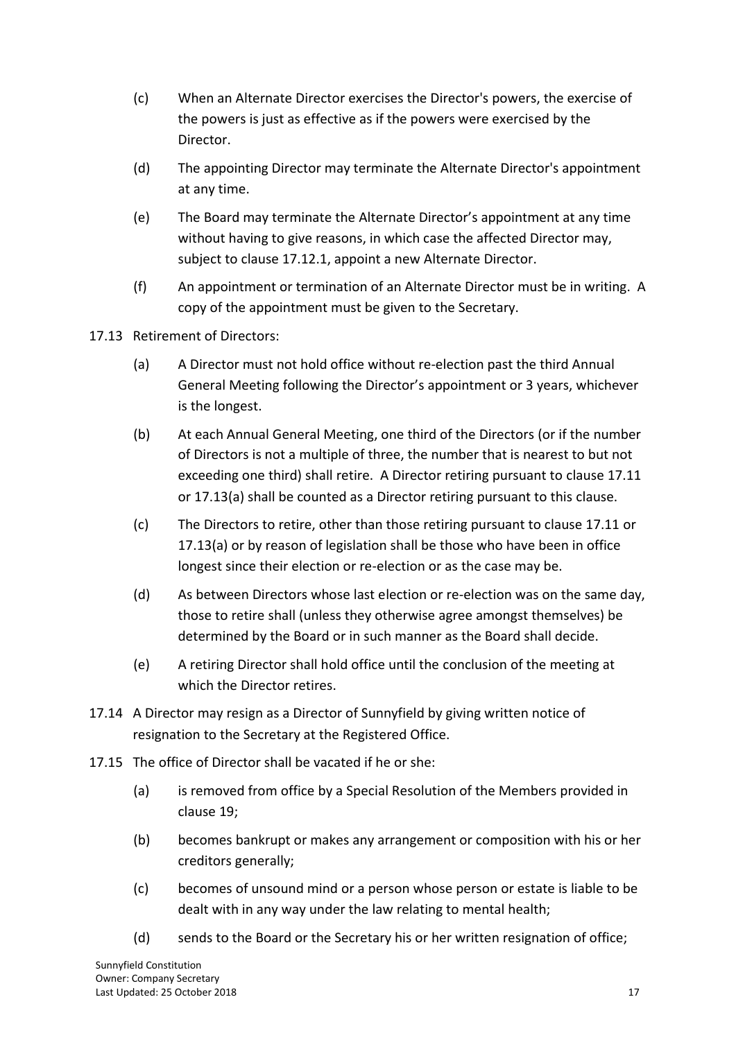(c) When an Alternate Director exercises the Director's powers, the exercise of the powers is just as effective as if the powers were exercised by the Director.

(d) The appointing Director may terminate the Alternate Director's appointment at any time.

(e) The Board may terminate the Alternate Director's appointment at any time without having to give reasons, in which case the affected Director may, subject to clause 17.12.1, appoint a new Alternate Director.

(f) An appointment or termination of an Alternate Director must be in writing. A copy of the appointment must be given to the Secretary.

17.13 Retirement of Directors:

(a) A Director must not hold office without re-election past the third Annual General Meeting following the Director's appointment or 3 years, whichever is the longest.

(b) At each Annual General Meeting, one third of the Directors (or if the number of Directors is not a multiple of three, the number that is nearest to but not exceeding one third) shall retire. A Director retiring pursuant to clause 17.11 or 17.13(a) shall be counted as a Director retiring pursuant to this clause.

(c) The Directors to retire, other than those retiring pursuant to clause 17.11 or 17.13(a) or by reason of legislation shall be those who have been in office longest since their election or re-election or as the case may be.

(d) As between Directors whose last election or re-election was on the same day, those to retire shall (unless they otherwise agree amongst themselves) be determined by the Board or in such manner as the Board shall decide.

(e) A retiring Director shall hold office until the conclusion of the meeting at which the Director retires.

17.14 A Director may resign as a Director of Sunnyfield by giving written notice of resignation to the Secretary at the Registered Office.

17.15 The office of Director shall be vacated if he or she:

(a) is removed from office by a Special Resolution of the Members provided in clause 19;

(b) becomes bankrupt or makes any arrangement or composition with his or her creditors generally;

(c) becomes of unsound mind or a person whose person or estate is liable to be dealt with in any way under the law relating to mental health;

(d) sends to the Board or the Secretary his or her written resignation of office;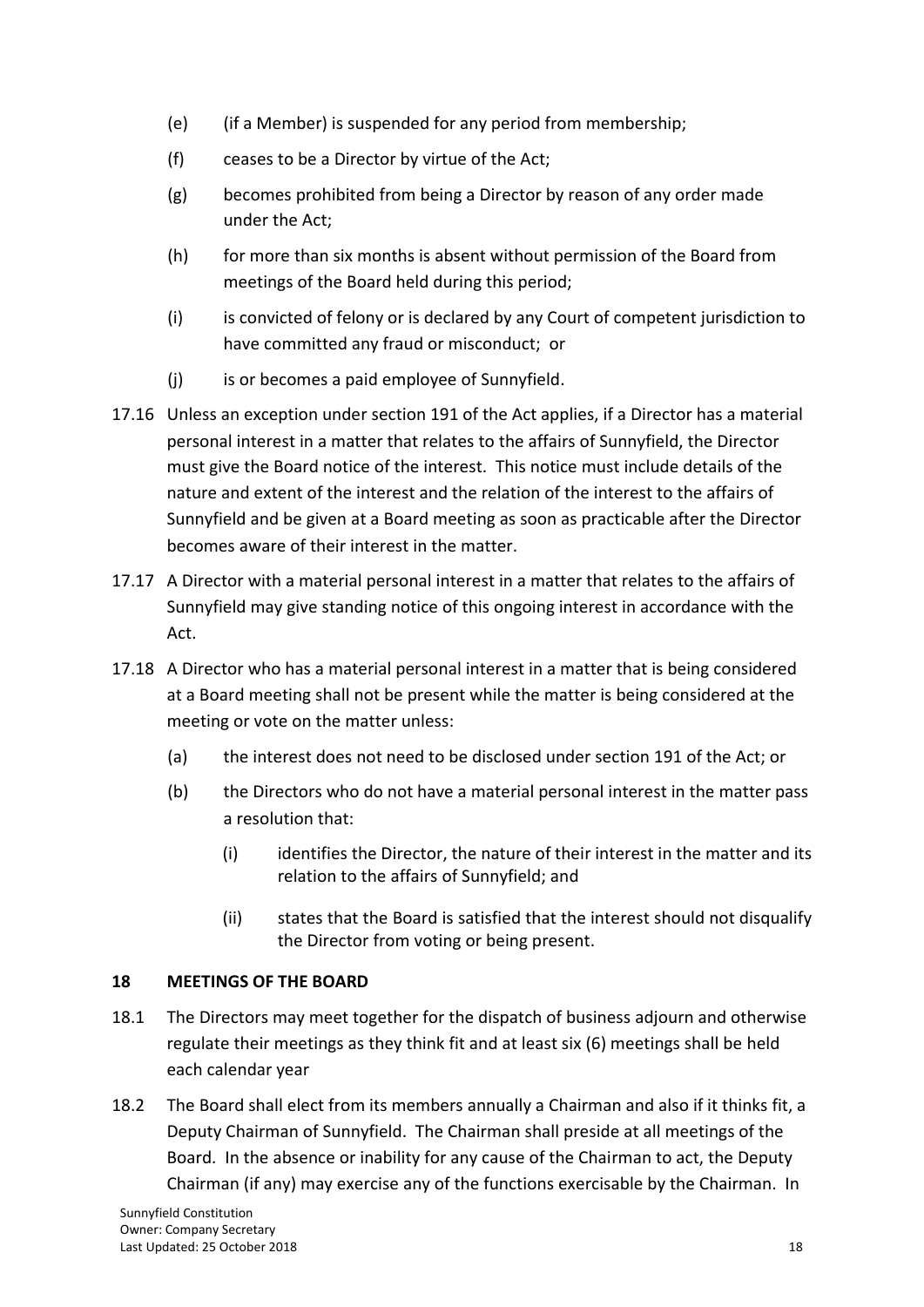(e) (if a Member) is suspended for any period from membership;

(f) ceases to be a Director by virtue of the Act;

(g) becomes prohibited from being a Director by reason of any order made under the Act;

(h) for more than six months is absent without permission of the Board from meetings of the Board held during this period;

(i) is convicted of felony or is declared by any Court of competent jurisdiction to have committed any fraud or misconduct; or

(j) is or becomes a paid employee of Sunnyfield.

17.16 Unless an exception under section 191 of the Act applies, if a Director has a material personal interest in a matter that relates to the affairs of Sunnyfield, the Director must give the Board notice of the interest. This notice must include details of the nature and extent of the interest and the relation of the interest to the affairs of Sunnyfield and be given at a Board meeting as soon as practicable after the Director becomes aware of their interest in the matter.

17.17 A Director with a material personal interest in a matter that relates to the affairs of Sunnyfield may give standing notice of this ongoing interest in accordance with the Act.

17.18 A Director who has a material personal interest in a matter that is being considered at a Board meeting shall not be present while the matter is being considered at the meeting or vote on the matter unless:

(a) the interest does not need to be disclosed under section 191 of the Act; or

(b) the Directors who do not have a material personal interest in the matter pass a resolution that:

(i) identifies the Director, the nature of their interest in the matter and its relation to the affairs of Sunnyfield; and

(ii) states that the Board is satisfied that the interest should not disqualify the Director from voting or being present.

## 18 MEETINGS OF THE BOARD

18.1 The Directors may meet together for the dispatch of business adjourn and otherwise regulate their meetings as they think fit and at least six (6) meetings shall be held each calendar year

18.2 The Board shall elect from its members annually a Chairman and also if it thinks fit, a Deputy Chairman of Sunnyfield. The Chairman shall preside at all meetings of the Board. In the absence or inability for any cause of the Chairman to act, the Deputy Chairman (if any) may exercise any of the functions exercisable by the Chairman. In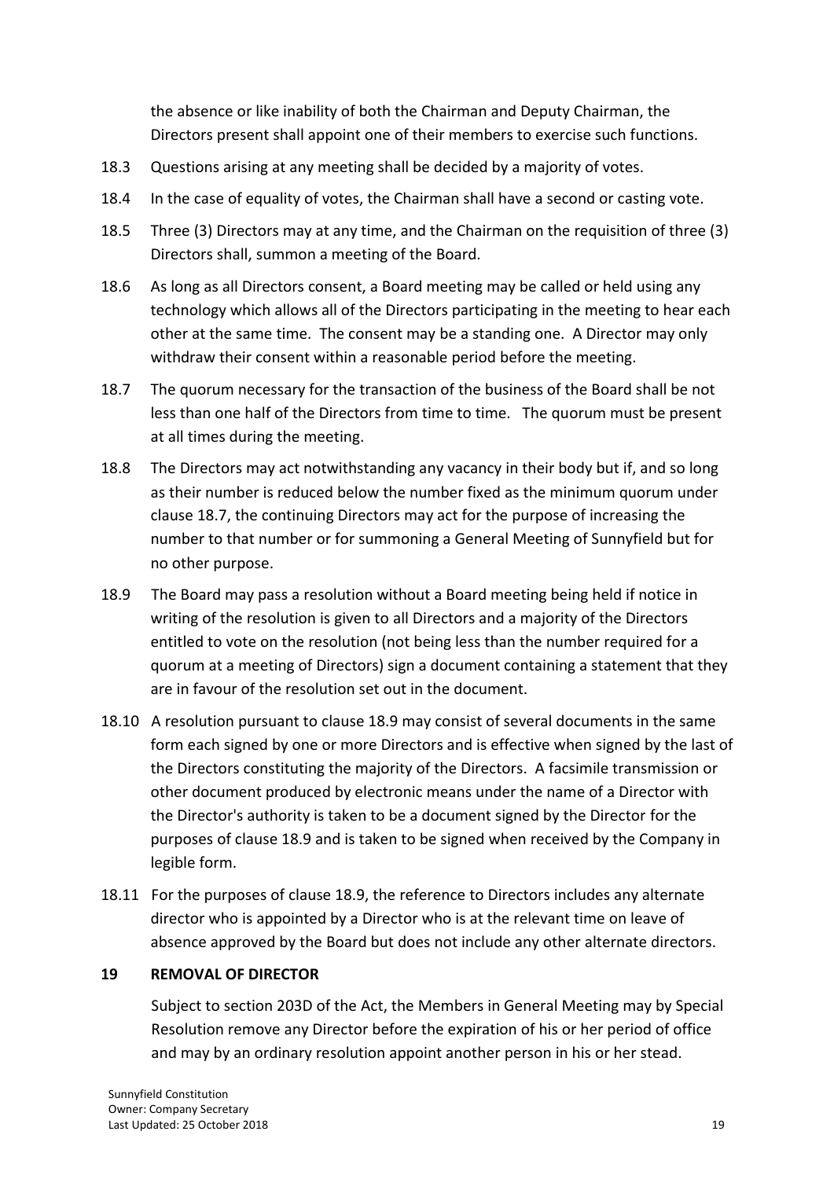the absence or like inability of both the Chairman and Deputy Chairman, the Directors present shall appoint one of their members to exercise such functions.

18.3 Questions arising at any meeting shall be decided by a majority of votes.

18.4 In the case of equality of votes, the Chairman shall have a second or casting vote.

18.5 Three (3) Directors may at any time, and the Chairman on the requisition of three (3) Directors shall, summon a meeting of the Board.

18.6 As long as all Directors consent, a Board meeting may be called or held using any technology which allows all of the Directors participating in the meeting to hear each other at the same time. The consent may be a standing one. A Director may only withdraw their consent within a reasonable period before the meeting.

18.7 The quorum necessary for the transaction of the business of the Board shall be not less than one half of the Directors from time to time. The quorum must be present at all times during the meeting.

18.8 The Directors may act notwithstanding any vacancy in their body but if, and so long as their number is reduced below the number fixed as the minimum quorum under clause 18.7, the continuing Directors may act for the purpose of increasing the number to that number or for summoning a General Meeting of Sunnyfield but for no other purpose.

18.9 The Board may pass a resolution without a Board meeting being held if notice in writing of the resolution is given to all Directors and a majority of the Directors entitled to vote on the resolution (not being less than the number required for a quorum at a meeting of Directors) sign a document containing a statement that they are in favour of the resolution set out in the document.

18.10 A resolution pursuant to clause 18.9 may consist of several documents in the same form each signed by one or more Directors and is effective when signed by the last of the Directors constituting the majority of the Directors. A facsimile transmission or other document produced by electronic means under the name of a Director with the Director's authority is taken to be a document signed by the Director for the purposes of clause 18.9 and is taken to be signed when received by the Company in legible form.

18.11 For the purposes of clause 18.9, the reference to Directors includes any alternate director who is appointed by a Director who is at the relevant time on leave of absence approved by the Board but does not include any other alternate directors.

## 19 REMOVAL OF DIRECTOR

Subject to section 203D of the Act, the Members in General Meeting may by Special Resolution remove any Director before the expiration of his or her period of office and may by an ordinary resolution appoint another person in his or her stead.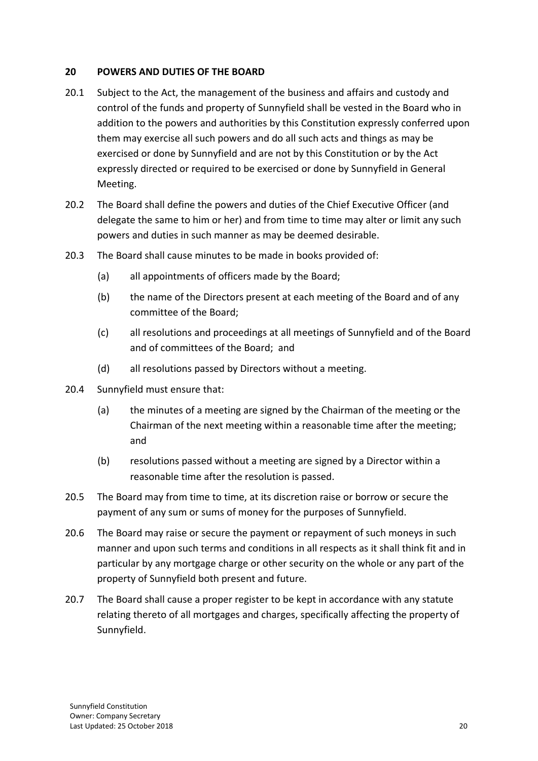## 20 POWERS AND DUTIES OF THE BOARD

20.1 Subject to the Act, the management of the business and affairs and custody and control of the funds and property of Sunnyfield shall be vested in the Board who in addition to the powers and authorities by this Constitution expressly conferred upon them may exercise all such powers and do all such acts and things as may be exercised or done by Sunnyfield and are not by this Constitution or by the Act expressly directed or required to be exercised or done by Sunnyfield in General Meeting.

20.2 The Board shall define the powers and duties of the Chief Executive Officer (and delegate the same to him or her) and from time to time may alter or limit any such powers and duties in such manner as may be deemed desirable.

20.3 The Board shall cause minutes to be made in books provided of:

(a) all appointments of officers made by the Board;

(b) the name of the Directors present at each meeting of the Board and of any committee of the Board;

(c) all resolutions and proceedings at all meetings of Sunnyfield and of the Board and of committees of the Board; and

(d) all resolutions passed by Directors without a meeting.

20.4 Sunnyfield must ensure that:

(a) the minutes of a meeting are signed by the Chairman of the meeting or the Chairman of the next meeting within a reasonable time after the meeting; and

(b) resolutions passed without a meeting are signed by a Director within a reasonable time after the resolution is passed.

20.5 The Board may from time to time, at its discretion raise or borrow or secure the payment of any sum or sums of money for the purposes of Sunnyfield.

20.6 The Board may raise or secure the payment or repayment of such moneys in such manner and upon such terms and conditions in all respects as it shall think fit and in particular by any mortgage charge or other security on the whole or any part of the property of Sunnyfield both present and future.

20.7 The Board shall cause a proper register to be kept in accordance with any statute relating thereto of all mortgages and charges, specifically affecting the property of Sunnyfield.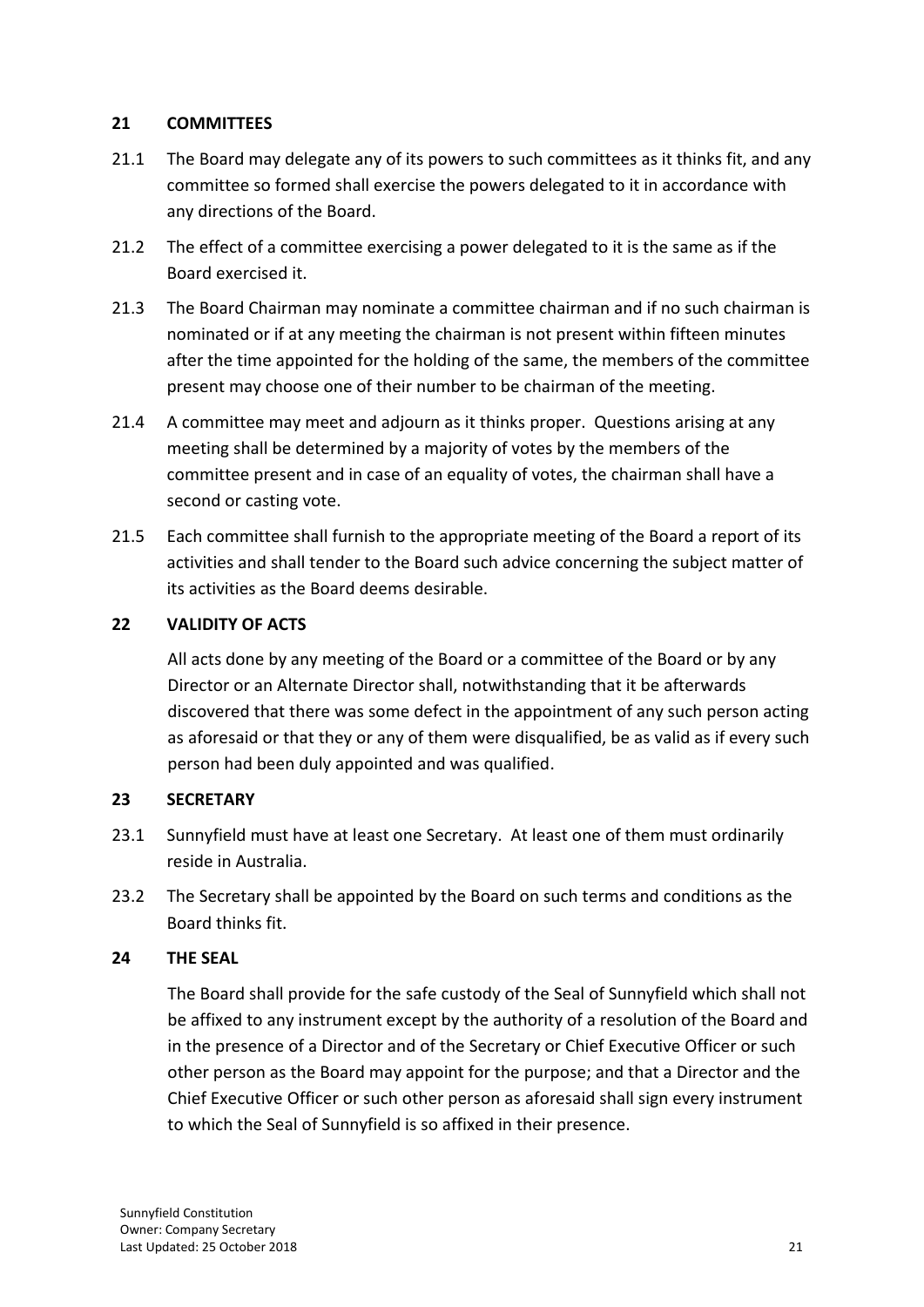## 21 COMMITTEES

21.1 The Board may delegate any of its powers to such committees as it thinks fit, and any committee so formed shall exercise the powers delegated to it in accordance with any directions of the Board.

21.2 The effect of a committee exercising a power delegated to it is the same as if the Board exercised it.

21.3 The Board Chairman may nominate a committee chairman and if no such chairman is nominated or if at any meeting the chairman is not present within fifteen minutes after the time appointed for the holding of the same, the members of the committee present may choose one of their number to be chairman of the meeting.

21.4 A committee may meet and adjourn as it thinks proper. Questions arising at any meeting shall be determined by a majority of votes by the members of the committee present and in case of an equality of votes, the chairman shall have a second or casting vote.

21.5 Each committee shall furnish to the appropriate meeting of the Board a report of its activities and shall tender to the Board such advice concerning the subject matter of its activities as the Board deems desirable.

## 22 VALIDITY OF ACTS

All acts done by any meeting of the Board or a committee of the Board or by any Director or an Alternate Director shall, notwithstanding that it be afterwards discovered that there was some defect in the appointment of any such person acting as aforesaid or that they or any of them were disqualified, be as valid as if every such person had been duly appointed and was qualified.

## 23 SECRETARY

23.1 Sunnyfield must have at least one Secretary. At least one of them must ordinarily reside in Australia.

23.2 The Secretary shall be appointed by the Board on such terms and conditions as the Board thinks fit.

## 24 THE SEAL

The Board shall provide for the safe custody of the Seal of Sunnyfield which shall not be affixed to any instrument except by the authority of a resolution of the Board and in the presence of a Director and of the Secretary or Chief Executive Officer or such other person as the Board may appoint for the purpose; and that a Director and the Chief Executive Officer or such other person as aforesaid shall sign every instrument to which the Seal of Sunnyfield is so affixed in their presence.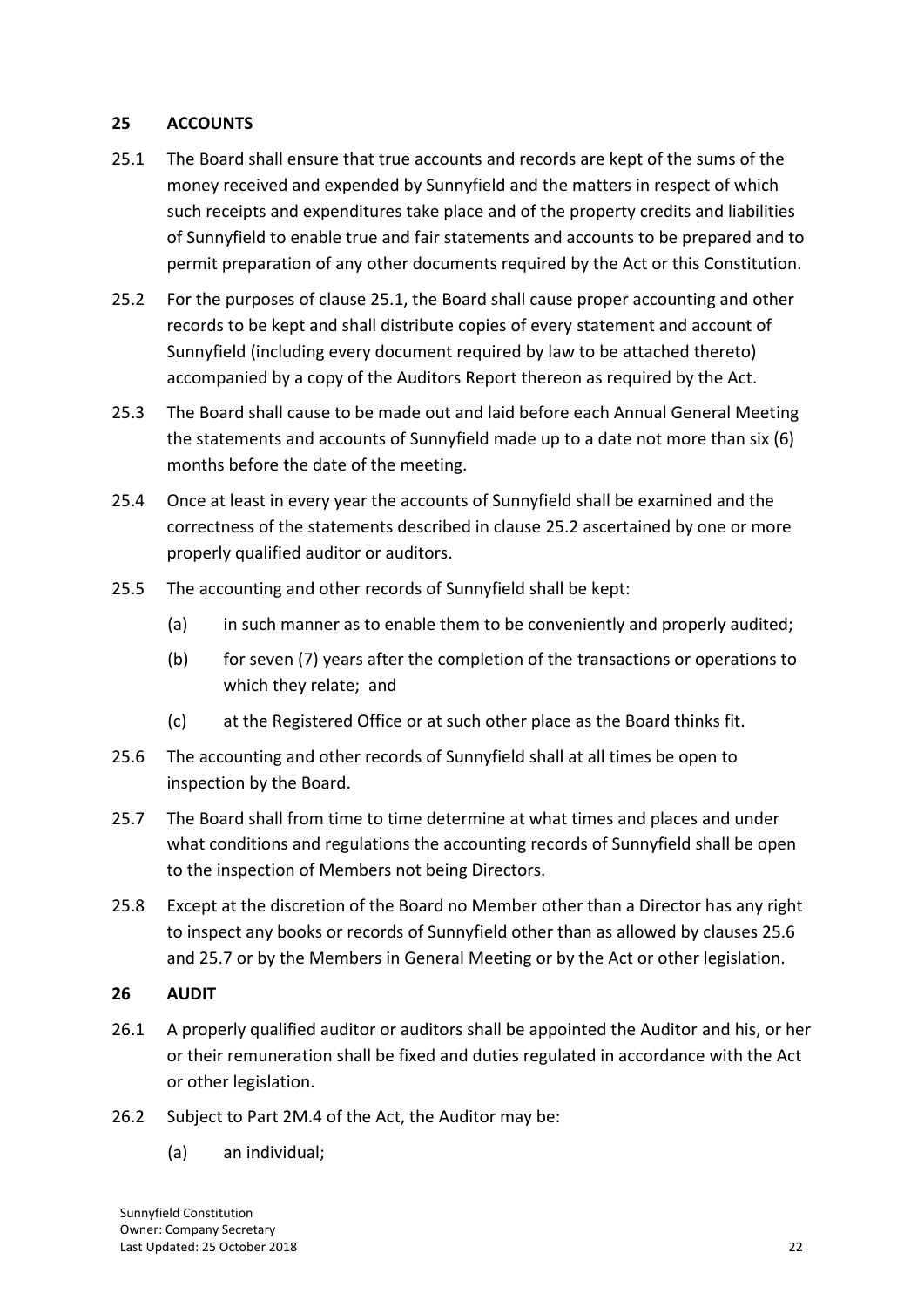## 25 ACCOUNTS

25.1 The Board shall ensure that true accounts and records are kept of the sums of the money received and expended by Sunnyfield and the matters in respect of which such receipts and expenditures take place and of the property credits and liabilities of Sunnyfield to enable true and fair statements and accounts to be prepared and to permit preparation of any other documents required by the Act or this Constitution.

25.2 For the purposes of clause 25.1, the Board shall cause proper accounting and other records to be kept and shall distribute copies of every statement and account of Sunnyfield (including every document required by law to be attached thereto) accompanied by a copy of the Auditors Report thereon as required by the Act.

25.3 The Board shall cause to be made out and laid before each Annual General Meeting the statements and accounts of Sunnyfield made up to a date not more than six (6) months before the date of the meeting.

25.4 Once at least in every year the accounts of Sunnyfield shall be examined and the correctness of the statements described in clause 25.2 ascertained by one or more properly qualified auditor or auditors.

25.5 The accounting and other records of Sunnyfield shall be kept:

(a) in such manner as to enable them to be conveniently and properly audited;

(b) for seven (7) years after the completion of the transactions or operations to which they relate; and

(c) at the Registered Office or at such other place as the Board thinks fit.

25.6 The accounting and other records of Sunnyfield shall at all times be open to inspection by the Board.

25.7 The Board shall from time to time determine at what times and places and under what conditions and regulations the accounting records of Sunnyfield shall be open to the inspection of Members not being Directors.

25.8 Except at the discretion of the Board no Member other than a Director has any right to inspect any books or records of Sunnyfield other than as allowed by clauses 25.6 and 25.7 or by the Members in General Meeting or by the Act or other legislation.

## 26 AUDIT

26.1 A properly qualified auditor or auditors shall be appointed the Auditor and his, or her or their remuneration shall be fixed and duties regulated in accordance with the Act or other legislation.

26.2 Subject to Part 2M.4 of the Act, the Auditor may be:

(a) an individual;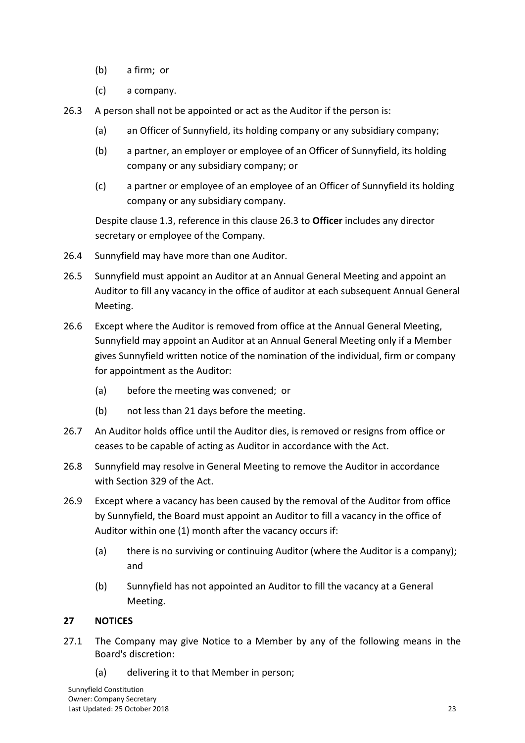(b) a firm; or

(c) a company.

26.3 A person shall not be appointed or act as the Auditor if the person is:

(a) an Officer of Sunnyfield, its holding company or any subsidiary company;

(b) a partner, an employer or employee of an Officer of Sunnyfield, its holding company or any subsidiary company; or

(c) a partner or employee of an employee of an Officer of Sunnyfield its holding company or any subsidiary company.

Despite clause 1.3, reference in this clause 26.3 to **Officer** includes any director secretary or employee of the Company.

26.4 Sunnyfield may have more than one Auditor.

26.5 Sunnyfield must appoint an Auditor at an Annual General Meeting and appoint an Auditor to fill any vacancy in the office of auditor at each subsequent Annual General Meeting.

26.6 Except where the Auditor is removed from office at the Annual General Meeting, Sunnyfield may appoint an Auditor at an Annual General Meeting only if a Member gives Sunnyfield written notice of the nomination of the individual, firm or company for appointment as the Auditor:

(a) before the meeting was convened; or

(b) not less than 21 days before the meeting.

26.7 An Auditor holds office until the Auditor dies, is removed or resigns from office or ceases to be capable of acting as Auditor in accordance with the Act.

26.8 Sunnyfield may resolve in General Meeting to remove the Auditor in accordance with Section 329 of the Act.

26.9 Except where a vacancy has been caused by the removal of the Auditor from office by Sunnyfield, the Board must appoint an Auditor to fill a vacancy in the office of Auditor within one (1) month after the vacancy occurs if:

(a) there is no surviving or continuing Auditor (where the Auditor is a company); and

(b) Sunnyfield has not appointed an Auditor to fill the vacancy at a General Meeting.

## 27 NOTICES

27.1 The Company may give Notice to a Member by any of the following means in the Board's discretion:

(a) delivering it to that Member in person;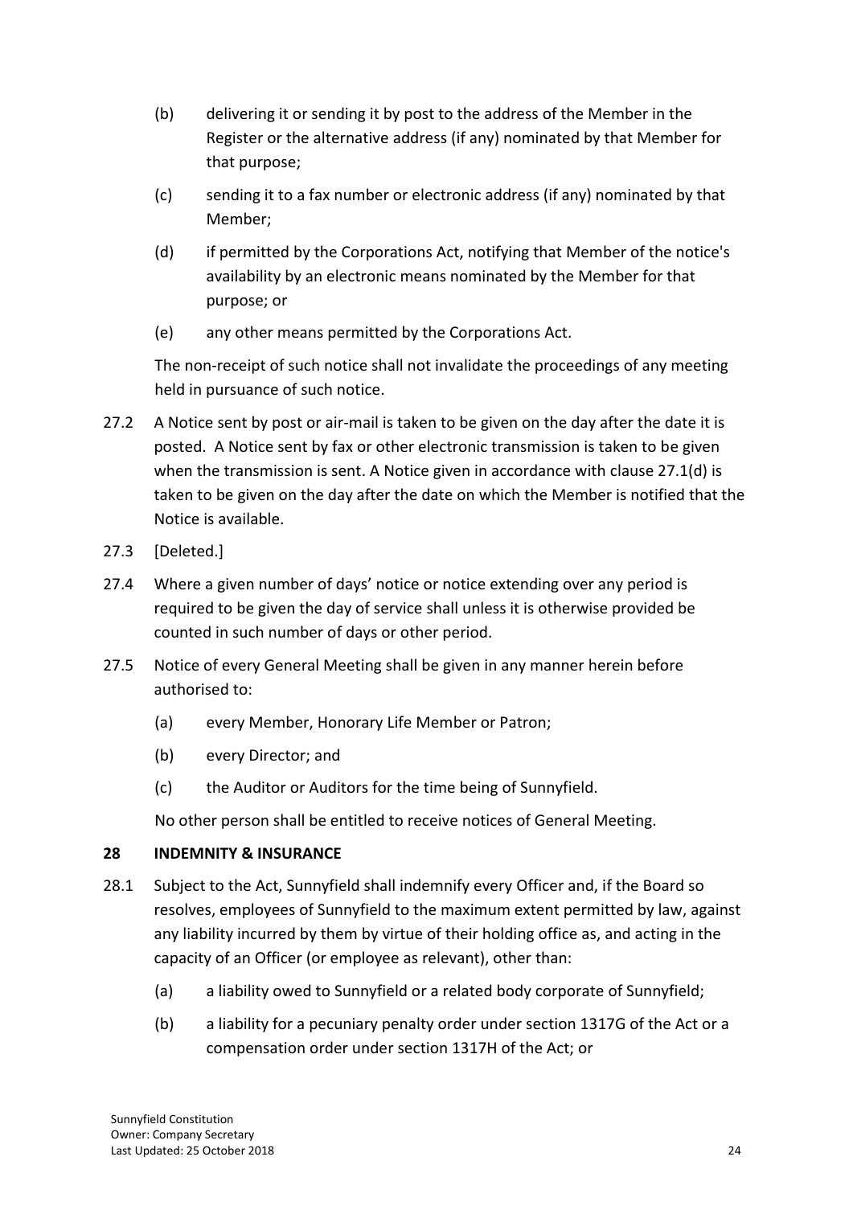(b) delivering it or sending it by post to the address of the Member in the Register or the alternative address (if any) nominated by that Member for that purpose;

(c) sending it to a fax number or electronic address (if any) nominated by that Member;

(d) if permitted by the Corporations Act, notifying that Member of the notice's availability by an electronic means nominated by the Member for that purpose; or

(e) any other means permitted by the Corporations Act.

The non-receipt of such notice shall not invalidate the proceedings of any meeting held in pursuance of such notice.

27.2 A Notice sent by post or air-mail is taken to be given on the day after the date it is posted. A Notice sent by fax or other electronic transmission is taken to be given when the transmission is sent. A Notice given in accordance with clause 27.1(d) is taken to be given on the day after the date on which the Member is notified that the Notice is available.

27.3 [Deleted.]

27.4 Where a given number of days' notice or notice extending over any period is required to be given the day of service shall unless it is otherwise provided be counted in such number of days or other period.

27.5 Notice of every General Meeting shall be given in any manner herein before authorised to:

(a) every Member, Honorary Life Member or Patron;

(b) every Director; and

(c) the Auditor or Auditors for the time being of Sunnyfield.

No other person shall be entitled to receive notices of General Meeting.

## 28 INDEMNITY & INSURANCE

28.1 Subject to the Act, Sunnyfield shall indemnify every Officer and, if the Board so resolves, employees of Sunnyfield to the maximum extent permitted by law, against any liability incurred by them by virtue of their holding office as, and acting in the capacity of an Officer (or employee as relevant), other than:

(a) a liability owed to Sunnyfield or a related body corporate of Sunnyfield;

(b) a liability for a pecuniary penalty order under section 1317G of the Act or a compensation order under section 1317H of the Act; or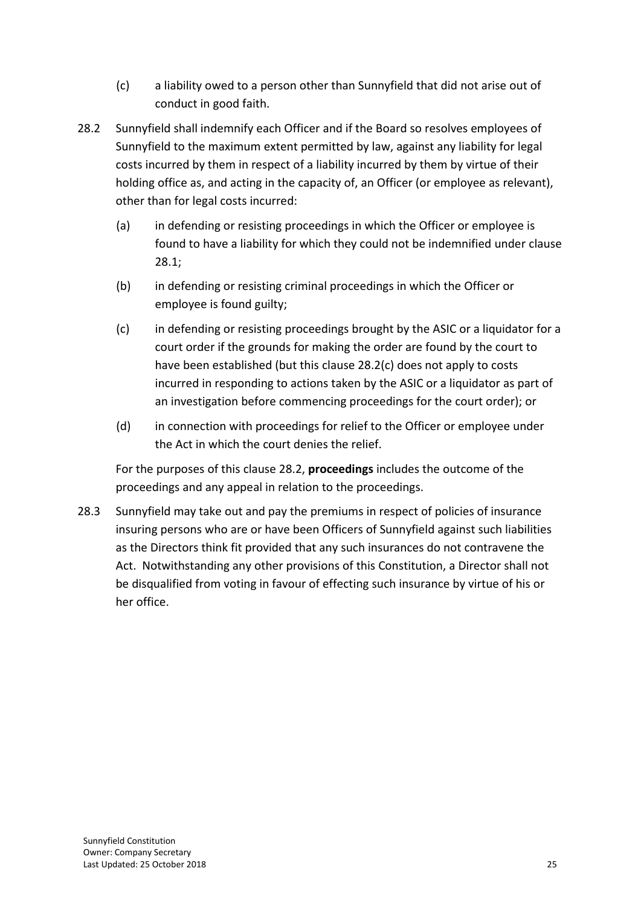(c) a liability owed to a person other than Sunnyfield that did not arise out of conduct in good faith.

28.2 Sunnyfield shall indemnify each Officer and if the Board so resolves employees of Sunnyfield to the maximum extent permitted by law, against any liability for legal costs incurred by them in respect of a liability incurred by them by virtue of their holding office as, and acting in the capacity of, an Officer (or employee as relevant), other than for legal costs incurred:

(a) in defending or resisting proceedings in which the Officer or employee is found to have a liability for which they could not be indemnified under clause 28.1;

(b) in defending or resisting criminal proceedings in which the Officer or employee is found guilty;

(c) in defending or resisting proceedings brought by the ASIC or a liquidator for a court order if the grounds for making the order are found by the court to have been established (but this clause 28.2(c) does not apply to costs incurred in responding to actions taken by the ASIC or a liquidator as part of an investigation before commencing proceedings for the court order); or

(d) in connection with proceedings for relief to the Officer or employee under the Act in which the court denies the relief.

For the purposes of this clause 28.2, **proceedings** includes the outcome of the proceedings and any appeal in relation to the proceedings.

28.3 Sunnyfield may take out and pay the premiums in respect of policies of insurance insuring persons who are or have been Officers of Sunnyfield against such liabilities as the Directors think fit provided that any such insurances do not contravene the Act. Notwithstanding any other provisions of this Constitution, a Director shall not be disqualified from voting in favour of effecting such insurance by virtue of his or her office.